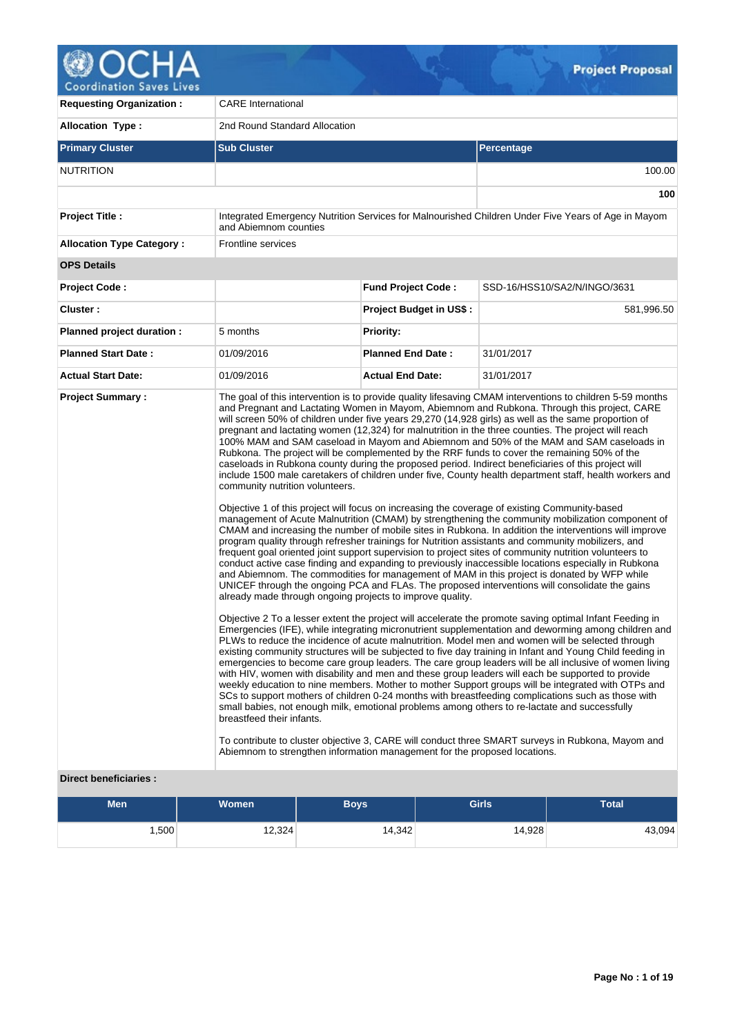# Project Proposal

| | | | |
|---|---|---|---|
| **Requesting Organization :** | CARE International | | |
| **Allocation Type :** | 2nd Round Standard Allocation | | |
| **Primary Cluster** | **Sub Cluster** | | **Percentage** |
| NUTRITION | | | 100.00 |
| | | | **100** |
| **Project Title :** | Integrated Emergency Nutrition Services for Malnourished Children Under Five Years of Age in Mayom and Abiemnom counties | | |
| **Allocation Type Category :** | Frontline services | | |

**OPS Details**

| | | | |
|---|---|---|---|
| **Project Code :** | | **Fund Project Code :** | SSD-16/HSS10/SA2/N/INGO/3631 |
| **Cluster :** | | **Project Budget in US$ :** | 581,996.50 |
| **Planned project duration :** | 5 months | **Priority:** | |
| **Planned Start Date :** | 01/09/2016 | **Planned End Date :** | 31/01/2017 |
| **Actual Start Date:** | 01/09/2016 | **Actual End Date:** | 31/01/2017 |

**Project Summary :**

The goal of this intervention is to provide quality lifesaving CMAM interventions to children 5-59 months and Pregnant and Lactating Women in Mayom, Abiemnom and Rubkona. Through this project, CARE will screen 50% of children under five years 29,270 (14,928 girls) as well as the same proportion of pregnant and lactating women (12,324) for malnutrition in the three counties. The project will reach 100% MAM and SAM caseload in Mayom and Abiemnom and 50% of the MAM and SAM caseloads in Rubkona. The project will be complemented by the RRF funds to cover the remaining 50% of the caseloads in Rubkona county during the proposed period. Indirect beneficiaries of this project will include 1500 male caretakers of children under five, County health department staff, health workers and community nutrition volunteers.

Objective 1 of this project will focus on increasing the coverage of existing Community-based management of Acute Malnutrition (CMAM) by strengthening the community mobilization component of CMAM and increasing the number of mobile sites in Rubkona. In addition the interventions will improve program quality through refresher trainings for Nutrition assistants and community mobilizers, and frequent goal oriented joint support supervision to project sites of community nutrition volunteers to conduct active case finding and expanding to previously inaccessible locations especially in Rubkona and Abiemnom. The commodities for management of MAM in this project is donated by WFP while UNICEF through the ongoing PCA and FLAs. The proposed interventions will consolidate the gains already made through ongoing projects to improve quality.

Objective 2 To a lesser extent the project will accelerate the promote saving optimal Infant Feeding in Emergencies (IFE), while integrating micronutrient supplementation and deworming among children and PLWs to reduce the incidence of acute malnutrition. Model men and women will be selected through existing community structures will be subjected to five day training in Infant and Young Child feeding in emergencies to become care group leaders. The care group leaders will be all inclusive of women living with HIV, women with disability and men and these group leaders will each be supported to provide weekly education to nine members. Mother to mother Support groups will be integrated with OTPs and SCs to support mothers of children 0-24 months with breastfeeding complications such as those with small babies, not enough milk, emotional problems among others to re-lactate and successfully breastfeed their infants.

To contribute to cluster objective 3, CARE will conduct three SMART surveys in Rubkona, Mayom and Abiemnom to strengthen information management for the proposed locations.

**Direct beneficiaries :**

| Men | Women | Boys | Girls | Total |
|---|---|---|---|---|
| 1,500 | 12,324 | 14,342 | 14,928 | 43,094 |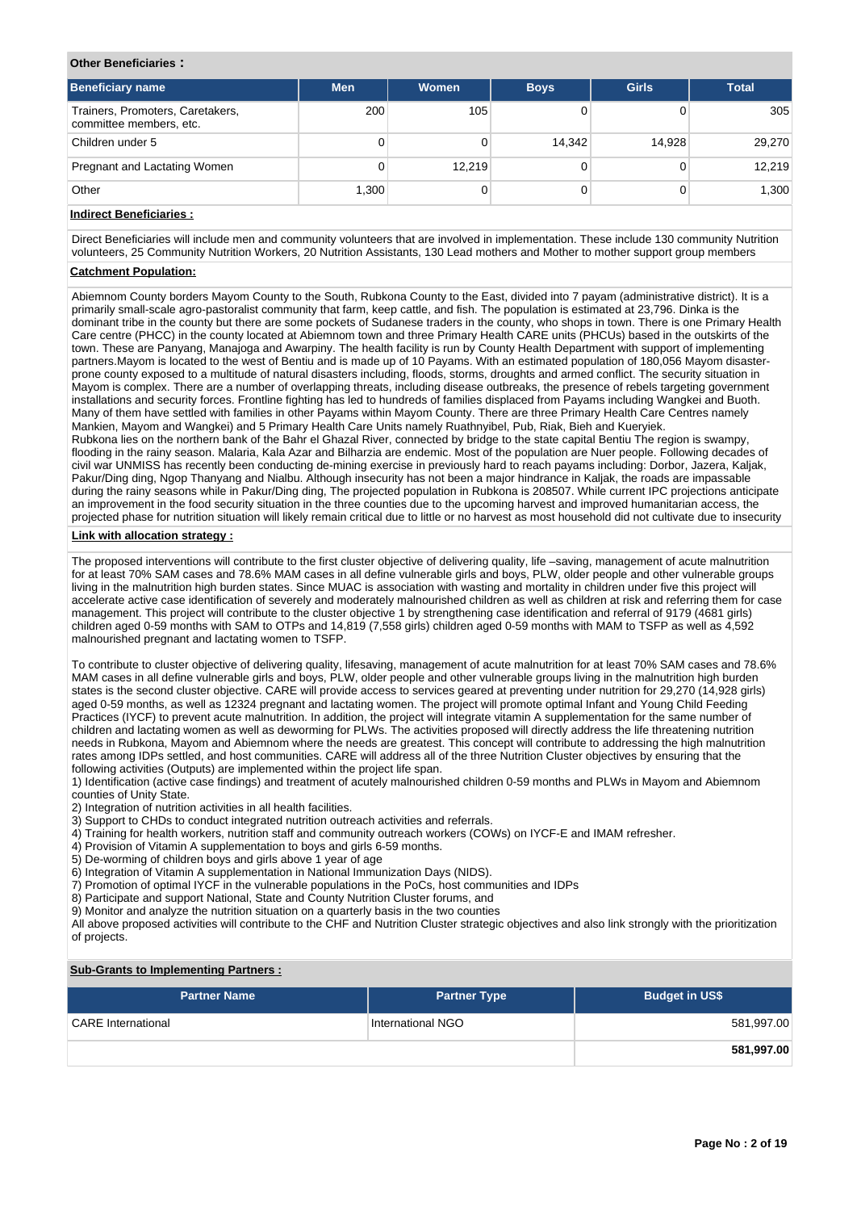**Other Beneficiaries :**

| Beneficiary name | Men | Women | Boys | Girls | Total |
|---|---|---|---|---|---|
| Trainers, Promoters, Caretakers, committee members, etc. | 200 | 105 | 0 | 0 | 305 |
| Children under 5 | 0 | 0 | 14,342 | 14,928 | 29,270 |
| Pregnant and Lactating Women | 0 | 12,219 | 0 | 0 | 12,219 |
| Other | 1,300 | 0 | 0 | 0 | 1,300 |

**Indirect Beneficiaries :**

Direct Beneficiaries will include men and community volunteers that are involved in implementation. These include 130 community Nutrition volunteers, 25 Community Nutrition Workers, 20 Nutrition Assistants, 130 Lead mothers and Mother to mother support group members

**Catchment Population:**

Abiemnom County borders Mayom County to the South, Rubkona County to the East, divided into 7 payam (administrative district). It is a primarily small-scale agro-pastoralist community that farm, keep cattle, and fish. The population is estimated at 23,796. Dinka is the dominant tribe in the county but there are some pockets of Sudanese traders in the county, who shops in town. There is one Primary Health Care centre (PHCC) in the county located at Abiemnom town and three Primary Health CARE units (PHCUs) based in the outskirts of the town. These are Panyang, Manajoga and Awarpiny. The health facility is run by County Health Department with support of implementing partners.Mayom is located to the west of Bentiu and is made up of 10 Payams. With an estimated population of 180,056 Mayom disaster-prone county exposed to a multitude of natural disasters including, floods, storms, droughts and armed conflict. The security situation in Mayom is complex. There are a number of overlapping threats, including disease outbreaks, the presence of rebels targeting government installations and security forces. Frontline fighting has led to hundreds of families displaced from Payams including Wangkei and Buoth. Many of them have settled with families in other Payams within Mayom County. There are three Primary Health Care Centres namely Mankien, Mayom and Wangkei) and 5 Primary Health Care Units namely Ruathnyibel, Pub, Riak, Bieh and Kueryiek.
Rubkona lies on the northern bank of the Bahr el Ghazal River, connected by bridge to the state capital Bentiu The region is swampy, flooding in the rainy season. Malaria, Kala Azar and Bilharzia are endemic. Most of the population are Nuer people. Following decades of civil war UNMISS has recently been conducting de-mining exercise in previously hard to reach payams including: Dorbor, Jazera, Kaljak, Pakur/Ding ding, Ngop Thanyang and Nialbu. Although insecurity has not been a major hindrance in Kaljak, the roads are impassable during the rainy seasons while in Pakur/Ding ding, The projected population in Rubkona is 208507. While current IPC projections anticipate an improvement in the food security situation in the three counties due to the upcoming harvest and improved humanitarian access, the projected phase for nutrition situation will likely remain critical due to little or no harvest as most household did not cultivate due to insecurity

**Link with allocation strategy :**

The proposed interventions will contribute to the first cluster objective of delivering quality, life –saving, management of acute malnutrition for at least 70% SAM cases and 78.6% MAM cases in all define vulnerable girls and boys, PLW, older people and other vulnerable groups living in the malnutrition high burden states. Since MUAC is association with wasting and mortality in children under five this project will accelerate active case identification of severely and moderately malnourished children as well as children at risk and referring them for case management. This project will contribute to the cluster objective 1 by strengthening case identification and referral of 9179 (4681 girls) children aged 0-59 months with SAM to OTPs and 14,819 (7,558 girls) children aged 0-59 months with MAM to TSFP as well as 4,592 malnourished pregnant and lactating women to TSFP.

To contribute to cluster objective of delivering quality, lifesaving, management of acute malnutrition for at least 70% SAM cases and 78.6% MAM cases in all define vulnerable girls and boys, PLW, older people and other vulnerable groups living in the malnutrition high burden states is the second cluster objective. CARE will provide access to services geared at preventing under nutrition for 29,270 (14,928 girls) aged 0-59 months, as well as 12324 pregnant and lactating women. The project will promote optimal Infant and Young Child Feeding Practices (IYCF) to prevent acute malnutrition. In addition, the project will integrate vitamin A supplementation for the same number of children and lactating women as well as deworming for PLWs. The activities proposed will directly address the life threatening nutrition needs in Rubkona, Mayom and Abiemnom where the needs are greatest. This concept will contribute to addressing the high malnutrition rates among IDPs settled, and host communities. CARE will address all of the three Nutrition Cluster objectives by ensuring that the following activities (Outputs) are implemented within the project life span.
1) Identification (active case findings) and treatment of acutely malnourished children 0-59 months and PLWs in Mayom and Abiemnom counties of Unity State.
2) Integration of nutrition activities in all health facilities.
3) Support to CHDs to conduct integrated nutrition outreach activities and referrals.
4) Training for health workers, nutrition staff and community outreach workers (COWs) on IYCF-E and IMAM refresher.
4) Provision of Vitamin A supplementation to boys and girls 6-59 months.
5) De-worming of children boys and girls above 1 year of age
6) Integration of Vitamin A supplementation in National Immunization Days (NIDS).
7) Promotion of optimal IYCF in the vulnerable populations in the PoCs, host communities and IDPs
8) Participate and support National, State and County Nutrition Cluster forums, and
9) Monitor and analyze the nutrition situation on a quarterly basis in the two counties
All above proposed activities will contribute to the CHF and Nutrition Cluster strategic objectives and also link strongly with the prioritization of projects.

**Sub-Grants to Implementing Partners :**

| Partner Name | Partner Type | Budget in US$ |
|---|---|---|
| CARE International | International NGO | 581,997.00 |
| | | **581,997.00** |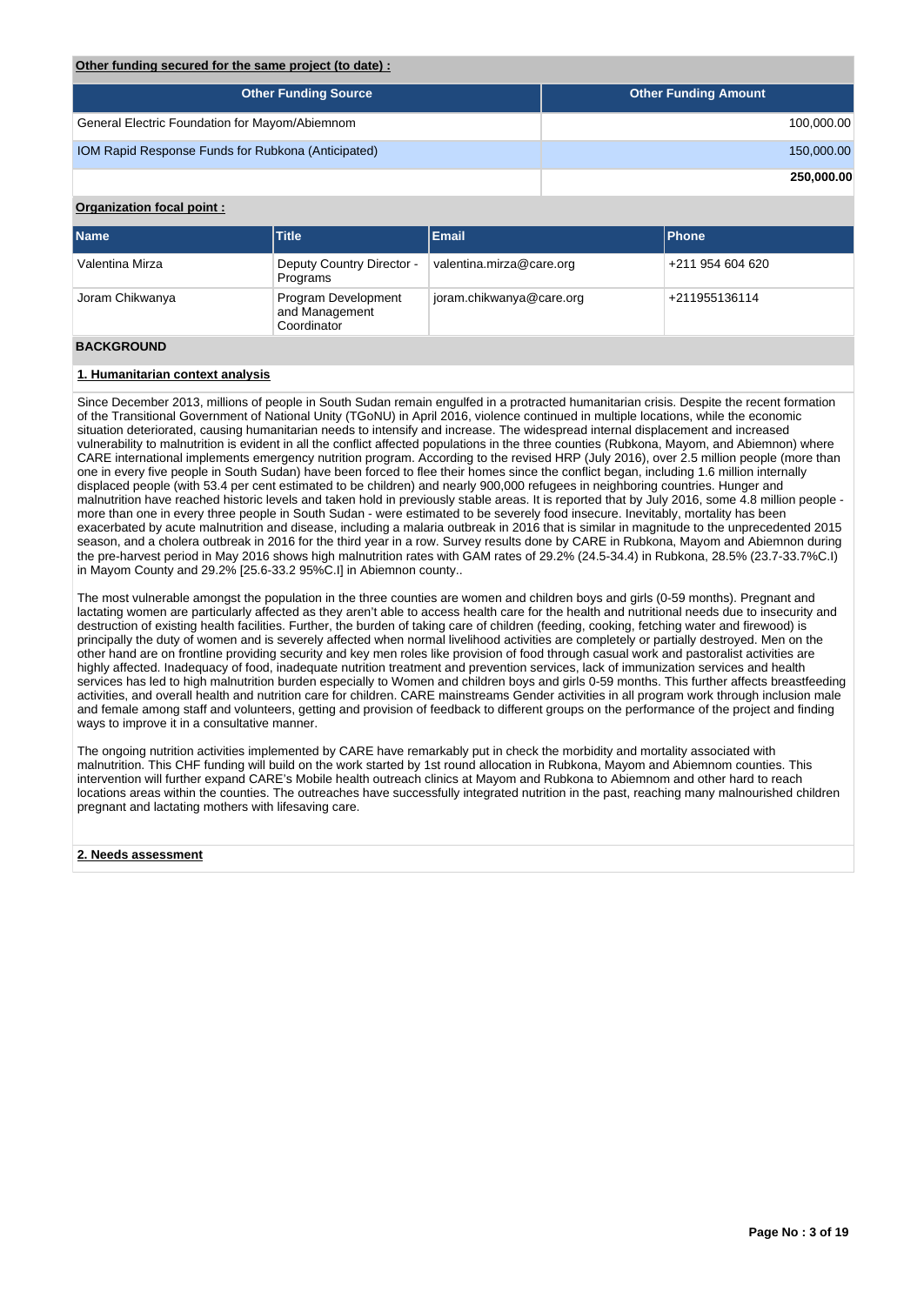**Other funding secured for the same project (to date) :**

| Other Funding Source | Other Funding Amount |
|---|---|
| General Electric Foundation for Mayom/Abiemnom | 100,000.00 |
| IOM Rapid Response Funds for Rubkona (Anticipated) | 150,000.00 |
| | **250,000.00** |

**Organization focal point :**

| Name | Title | Email | Phone |
|---|---|---|---|
| Valentina Mirza | Deputy Country Director - Programs | valentina.mirza@care.org | +211 954 604 620 |
| Joram Chikwanya | Program Development and Management Coordinator | joram.chikwanya@care.org | +211955136114 |

## BACKGROUND

### 1. Humanitarian context analysis

Since December 2013, millions of people in South Sudan remain engulfed in a protracted humanitarian crisis. Despite the recent formation of the Transitional Government of National Unity (TGoNU) in April 2016, violence continued in multiple locations, while the economic situation deteriorated, causing humanitarian needs to intensify and increase. The widespread internal displacement and increased vulnerability to malnutrition is evident in all the conflict affected populations in the three counties (Rubkona, Mayom, and Abiemnon) where CARE international implements emergency nutrition program. According to the revised HRP (July 2016), over 2.5 million people (more than one in every five people in South Sudan) have been forced to flee their homes since the conflict began, including 1.6 million internally displaced people (with 53.4 per cent estimated to be children) and nearly 900,000 refugees in neighboring countries. Hunger and malnutrition have reached historic levels and taken hold in previously stable areas. It is reported that by July 2016, some 4.8 million people - more than one in every three people in South Sudan - were estimated to be severely food insecure. Inevitably, mortality has been exacerbated by acute malnutrition and disease, including a malaria outbreak in 2016 that is similar in magnitude to the unprecedented 2015 season, and a cholera outbreak in 2016 for the third year in a row. Survey results done by CARE in Rubkona, Mayom and Abiemnon during the pre-harvest period in May 2016 shows high malnutrition rates with GAM rates of 29.2% (24.5-34.4) in Rubkona, 28.5% (23.7-33.7%C.I) in Mayom County and 29.2% [25.6-33.2 95%C.I] in Abiemnon county..

The most vulnerable amongst the population in the three counties are women and children boys and girls (0-59 months). Pregnant and lactating women are particularly affected as they aren't able to access health care for the health and nutritional needs due to insecurity and destruction of existing health facilities. Further, the burden of taking care of children (feeding, cooking, fetching water and firewood) is principally the duty of women and is severely affected when normal livelihood activities are completely or partially destroyed. Men on the other hand are on frontline providing security and key men roles like provision of food through casual work and pastoralist activities are highly affected. Inadequacy of food, inadequate nutrition treatment and prevention services, lack of immunization services and health services has led to high malnutrition burden especially to Women and children boys and girls 0-59 months. This further affects breastfeeding activities, and overall health and nutrition care for children. CARE mainstreams Gender activities in all program work through inclusion male and female among staff and volunteers, getting and provision of feedback to different groups on the performance of the project and finding ways to improve it in a consultative manner.

The ongoing nutrition activities implemented by CARE have remarkably put in check the morbidity and mortality associated with malnutrition. This CHF funding will build on the work started by 1st round allocation in Rubkona, Mayom and Abiemnom counties. This intervention will further expand CARE's Mobile health outreach clinics at Mayom and Rubkona to Abiemnom and other hard to reach locations areas within the counties. The outreaches have successfully integrated nutrition in the past, reaching many malnourished children pregnant and lactating mothers with lifesaving care.

### 2. Needs assessment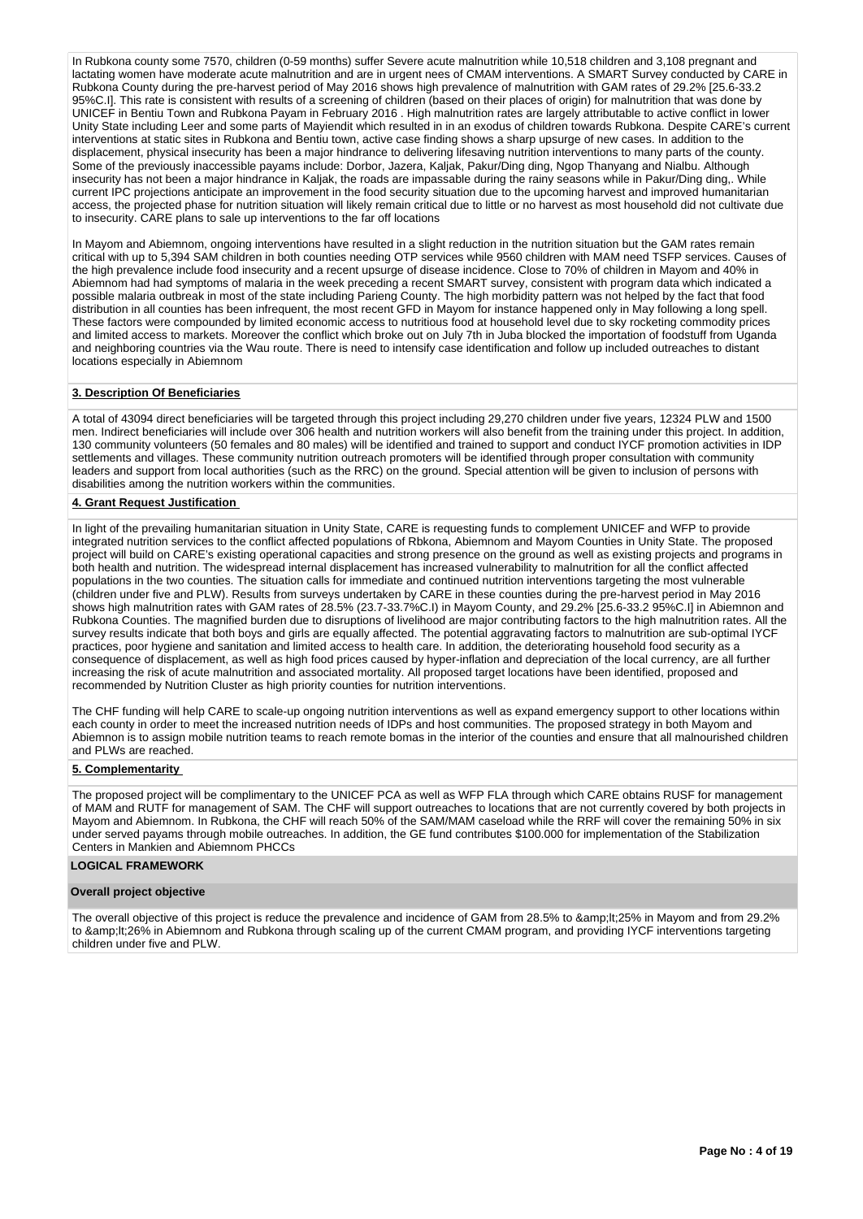In Rubkona county some 7570, children (0-59 months) suffer Severe acute malnutrition while 10,518 children and 3,108 pregnant and lactating women have moderate acute malnutrition and are in urgent nees of CMAM interventions. A SMART Survey conducted by CARE in Rubkona County during the pre-harvest period of May 2016 shows high prevalence of malnutrition with GAM rates of 29.2% [25.6-33.2 95%C.I]. This rate is consistent with results of a screening of children (based on their places of origin) for malnutrition that was done by UNICEF in Bentiu Town and Rubkona Payam in February 2016 . High malnutrition rates are largely attributable to active conflict in lower Unity State including Leer and some parts of Mayiendit which resulted in in an exodus of children towards Rubkona. Despite CARE's current interventions at static sites in Rubkona and Bentiu town, active case finding shows a sharp upsurge of new cases. In addition to the displacement, physical insecurity has been a major hindrance to delivering lifesaving nutrition interventions to many parts of the county. Some of the previously inaccessible payams include: Dorbor, Jazera, Kaljak, Pakur/Ding ding, Ngop Thanyang and Nialbu. Although insecurity has not been a major hindrance in Kaljak, the roads are impassable during the rainy seasons while in Pakur/Ding ding,. While current IPC projections anticipate an improvement in the food security situation due to the upcoming harvest and improved humanitarian access, the projected phase for nutrition situation will likely remain critical due to little or no harvest as most household did not cultivate due to insecurity. CARE plans to sale up interventions to the far off locations

In Mayom and Abiemnom, ongoing interventions have resulted in a slight reduction in the nutrition situation but the GAM rates remain critical with up to 5,394 SAM children in both counties needing OTP services while 9560 children with MAM need TSFP services. Causes of the high prevalence include food insecurity and a recent upsurge of disease incidence. Close to 70% of children in Mayom and 40% in Abiemnom had had symptoms of malaria in the week preceding a recent SMART survey, consistent with program data which indicated a possible malaria outbreak in most of the state including Parieng County. The high morbidity pattern was not helped by the fact that food distribution in all counties has been infrequent, the most recent GFD in Mayom for instance happened only in May following a long spell. These factors were compounded by limited economic access to nutritious food at household level due to sky rocketing commodity prices and limited access to markets. Moreover the conflict which broke out on July 7th in Juba blocked the importation of foodstuff from Uganda and neighboring countries via the Wau route. There is need to intensify case identification and follow up included outreaches to distant locations especially in Abiemnom

**3. Description Of Beneficiaries**

A total of 43094 direct beneficiaries will be targeted through this project including 29,270 children under five years, 12324 PLW and 1500 men. Indirect beneficiaries will include over 306 health and nutrition workers will also benefit from the training under this project. In addition, 130 community volunteers (50 females and 80 males) will be identified and trained to support and conduct IYCF promotion activities in IDP settlements and villages. These community nutrition outreach promoters will be identified through proper consultation with community leaders and support from local authorities (such as the RRC) on the ground. Special attention will be given to inclusion of persons with disabilities among the nutrition workers within the communities.

**4. Grant Request Justification**

In light of the prevailing humanitarian situation in Unity State, CARE is requesting funds to complement UNICEF and WFP to provide integrated nutrition services to the conflict affected populations of Rbkona, Abiemnom and Mayom Counties in Unity State. The proposed project will build on CARE's existing operational capacities and strong presence on the ground as well as existing projects and programs in both health and nutrition. The widespread internal displacement has increased vulnerability to malnutrition for all the conflict affected populations in the two counties. The situation calls for immediate and continued nutrition interventions targeting the most vulnerable (children under five and PLW). Results from surveys undertaken by CARE in these counties during the pre-harvest period in May 2016 shows high malnutrition rates with GAM rates of 28.5% (23.7-33.7%C.I) in Mayom County, and 29.2% [25.6-33.2 95%C.I] in Abiemnon and Rubkona Counties. The magnified burden due to disruptions of livelihood are major contributing factors to the high malnutrition rates. All the survey results indicate that both boys and girls are equally affected. The potential aggravating factors to malnutrition are sub-optimal IYCF practices, poor hygiene and sanitation and limited access to health care. In addition, the deteriorating household food security as a consequence of displacement, as well as high food prices caused by hyper-inflation and depreciation of the local currency, are all further increasing the risk of acute malnutrition and associated mortality. All proposed target locations have been identified, proposed and recommended by Nutrition Cluster as high priority counties for nutrition interventions.

The CHF funding will help CARE to scale-up ongoing nutrition interventions as well as expand emergency support to other locations within each county in order to meet the increased nutrition needs of IDPs and host communities. The proposed strategy in both Mayom and Abiemnon is to assign mobile nutrition teams to reach remote bomas in the interior of the counties and ensure that all malnourished children and PLWs are reached.

**5. Complementarity**

The proposed project will be complimentary to the UNICEF PCA as well as WFP FLA through which CARE obtains RUSF for management of MAM and RUTF for management of SAM. The CHF will support outreaches to locations that are not currently covered by both projects in Mayom and Abiemnom. In Rubkona, the CHF will reach 50% of the SAM/MAM caseload while the RRF will cover the remaining 50% in six under served payams through mobile outreaches. In addition, the GE fund contributes $100.000 for implementation of the Stabilization Centers in Mankien and Abiemnom PHCCs

**LOGICAL FRAMEWORK**

**Overall project objective**

The overall objective of this project is reduce the prevalence and incidence of GAM from 28.5% to &amp;lt;25% in Mayom and from 29.2% to &amp;lt;26% in Abiemnom and Rubkona through scaling up of the current CMAM program, and providing IYCF interventions targeting children under five and PLW.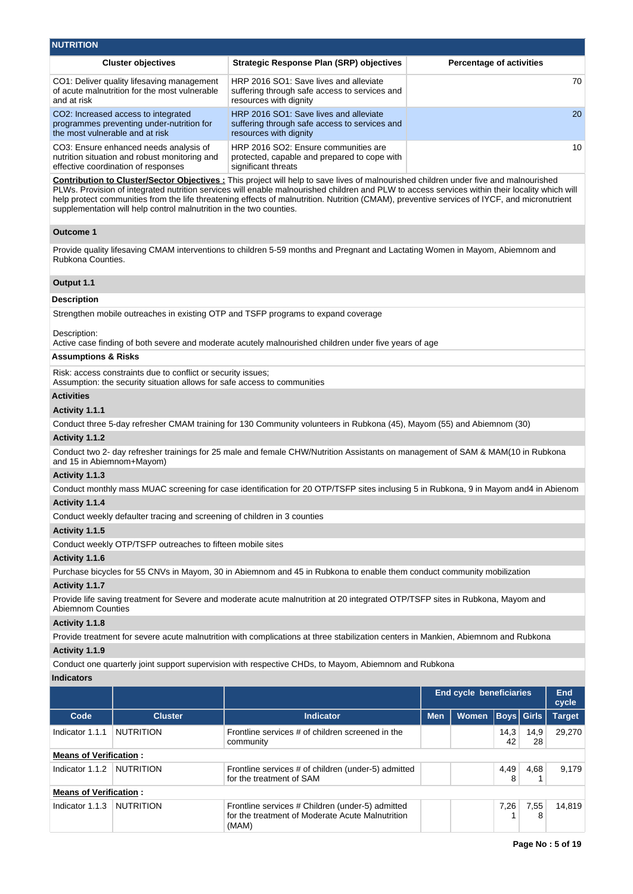## NUTRITION

| Cluster objectives | Strategic Response Plan (SRP) objectives | Percentage of activities |
|---|---|---|
| CO1: Deliver quality lifesaving management of acute malnutrition for the most vulnerable and at risk | HRP 2016 SO1: Save lives and alleviate suffering through safe access to services and resources with dignity | 70 |
| CO2: Increased access to integrated programmes preventing under-nutrition for the most vulnerable and at risk | HRP 2016 SO1: Save lives and alleviate suffering through safe access to services and resources with dignity | 20 |
| CO3: Ensure enhanced needs analysis of nutrition situation and robust monitoring and effective coordination of responses | HRP 2016 SO2: Ensure communities are protected, capable and prepared to cope with significant threats | 10 |

**Contribution to Cluster/Sector Objectives :** This project will help to save lives of malnourished children under five and malnourished PLWs. Provision of integrated nutrition services will enable malnourished children and PLW to access services within their locality which will help protect communities from the life threatening effects of malnutrition. Nutrition (CMAM), preventive services of IYCF, and micronutrient supplementation will help control malnutrition in the two counties.

### Outcome 1

Provide quality lifesaving CMAM interventions to children 5-59 months and Pregnant and Lactating Women in Mayom, Abiemnom and Rubkona Counties.

### Output 1.1

**Description**

Strengthen mobile outreaches in existing OTP and TSFP programs to expand coverage

Description:
Active case finding of both severe and moderate acutely malnourished children under five years of age

**Assumptions & Risks**

Risk: access constraints due to conflict or security issues;
Assumption: the security situation allows for safe access to communities

**Activities**

**Activity 1.1.1**

Conduct three 5-day refresher CMAM training for 130 Community volunteers in Rubkona (45), Mayom (55) and Abiemnom (30)

**Activity 1.1.2**

Conduct two 2- day refresher trainings for 25 male and female CHW/Nutrition Assistants on management of SAM & MAM(10 in Rubkona and 15 in Abiemnom+Mayom)

**Activity 1.1.3**

Conduct monthly mass MUAC screening for case identification for 20 OTP/TSFP sites inclsing 5 in Rubkona, 9 in Mayom and4 in Abienom

**Activity 1.1.4**

Conduct weekly defaulter tracing and screening of children in 3 counties

**Activity 1.1.5**

Conduct weekly OTP/TSFP outreaches to fifteen mobile sites

**Activity 1.1.6**

Purchase bicycles for 55 CNVs in Mayom, 30 in Abiemnom and 45 in Rubkona to enable them conduct community mobilization

**Activity 1.1.7**

Provide life saving treatment for Severe and moderate acute malnutrition at 20 integrated OTP/TSFP sites in Rubkona, Mayom and Abiemnom Counties

**Activity 1.1.8**

Provide treatment for severe acute malnutrition with complications at three stabilization centers in Mankien, Abiemnom and Rubkona

**Activity 1.1.9**

Conduct one quarterly joint support supervision with respective CHDs, to Mayom, Abiemnom and Rubkona

**Indicators**

| | | | End cycle beneficiaries | | | | End cycle |
|---|---|---|---|---|---|---|---|
| Code | Cluster | Indicator | Men | Women | Boys | Girls | Target |
| Indicator 1.1.1 | NUTRITION | Frontline services # of children screened in the community | | | 14,342 | 14,928 | 29,270 |
| **Means of Verification :** | | | | | | | |
| Indicator 1.1.2 | NUTRITION | Frontline services # of children (under-5) admitted for the treatment of SAM | | | 4,498 | 4,681 | 9,179 |
| **Means of Verification :** | | | | | | | |
| Indicator 1.1.3 | NUTRITION | Frontline services # Children (under-5) admitted for the treatment of Moderate Acute Malnutrition (MAM) | | | 7,261 | 7,558 | 14,819 |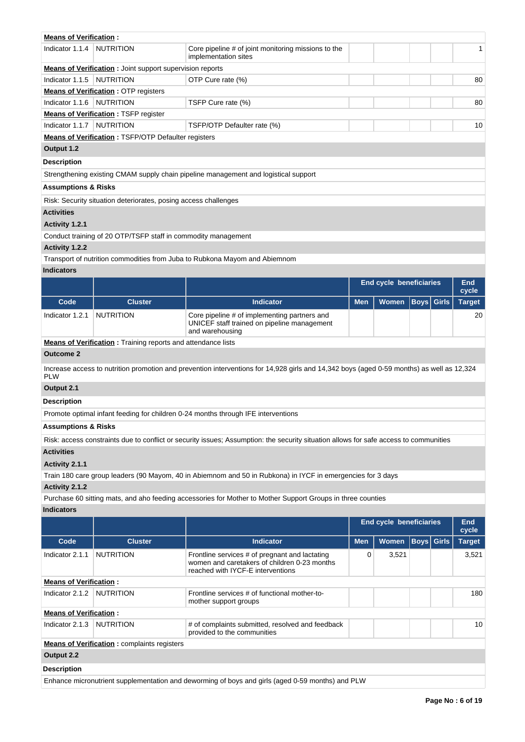**Means of Verification :**

| Indicator 1.1.4 | NUTRITION | Core pipeline # of joint monitoring missions to the implementation sites | | | | | 1 |
|---|---|---|---|---|---|---|---|

**Means of Verification :** Joint support supervision reports

| Indicator 1.1.5 | NUTRITION | OTP Cure rate (%) | | | | | 80 |
|---|---|---|---|---|---|---|---|

**Means of Verification :** OTP registers

| Indicator 1.1.6 | NUTRITION | TSFP Cure rate (%) | | | | | 80 |
|---|---|---|---|---|---|---|---|

**Means of Verification :** TSFP register

| Indicator 1.1.7 | NUTRITION | TSFP/OTP Defaulter rate (%) | | | | | 10 |
|---|---|---|---|---|---|---|---|

**Means of Verification :** TSFP/OTP Defaulter registers

**Output 1.2**

**Description**

Strengthening existing CMAM supply chain pipeline management and logistical support

**Assumptions & Risks**

Risk: Security situation deteriorates, posing access challenges

**Activities**

**Activity 1.2.1**

Conduct training of 20 OTP/TSFP staff in commodity management

**Activity 1.2.2**

Transport of nutrition commodities from Juba to Rubkona Mayom and Abiemnom

**Indicators**

| | | | End cycle beneficiaries | | | | End cycle |
|---|---|---|---|---|---|---|---|
| **Code** | **Cluster** | **Indicator** | **Men** | **Women** | **Boys** | **Girls** | **Target** |
| Indicator 1.2.1 | NUTRITION | Core pipeline # of implementing partners and UNICEF staff trained on pipeline management and warehousing | | | | | 20 |

**Means of Verification :** Training reports and attendance lists

**Outcome 2**

Increase access to nutrition promotion and prevention interventions for 14,928 girls and 14,342 boys (aged 0-59 months) as well as 12,324 PLW

**Output 2.1**

**Description**

Promote optimal infant feeding for children 0-24 months through IFE interventions

**Assumptions & Risks**

Risk: access constraints due to conflict or security issues; Assumption: the security situation allows for safe access to communities

**Activities**

**Activity 2.1.1**

Train 180 care group leaders (90 Mayom, 40 in Abiemnom and 50 in Rubkona) in IYCF in emergencies for 3 days

**Activity 2.1.2**

Purchase 60 sitting mats, and aho feeding accessories for Mother to Mother Support Groups in three counties

**Indicators**

| | | | End cycle beneficiaries | | | | End cycle |
|---|---|---|---|---|---|---|---|
| **Code** | **Cluster** | **Indicator** | **Men** | **Women** | **Boys** | **Girls** | **Target** |
| Indicator 2.1.1 | NUTRITION | Frontline services # of pregnant and lactating women and caretakers of children 0-23 months reached with IYCF-E interventions | 0 | 3,521 | | | 3,521 |

**Means of Verification :**

| Indicator 2.1.2 | NUTRITION | Frontline services # of functional mother-to-mother support groups | | | | | 180 |
|---|---|---|---|---|---|---|---|

**Means of Verification :**

| Indicator 2.1.3 | NUTRITION | # of complaints submitted, resolved and feedback provided to the communities | | | | | 10 |
|---|---|---|---|---|---|---|---|

**Means of Verification :** complaints registers

**Output 2.2**

**Description**

Enhance micronutrient supplementation and deworming of boys and girls (aged 0-59 months) and PLW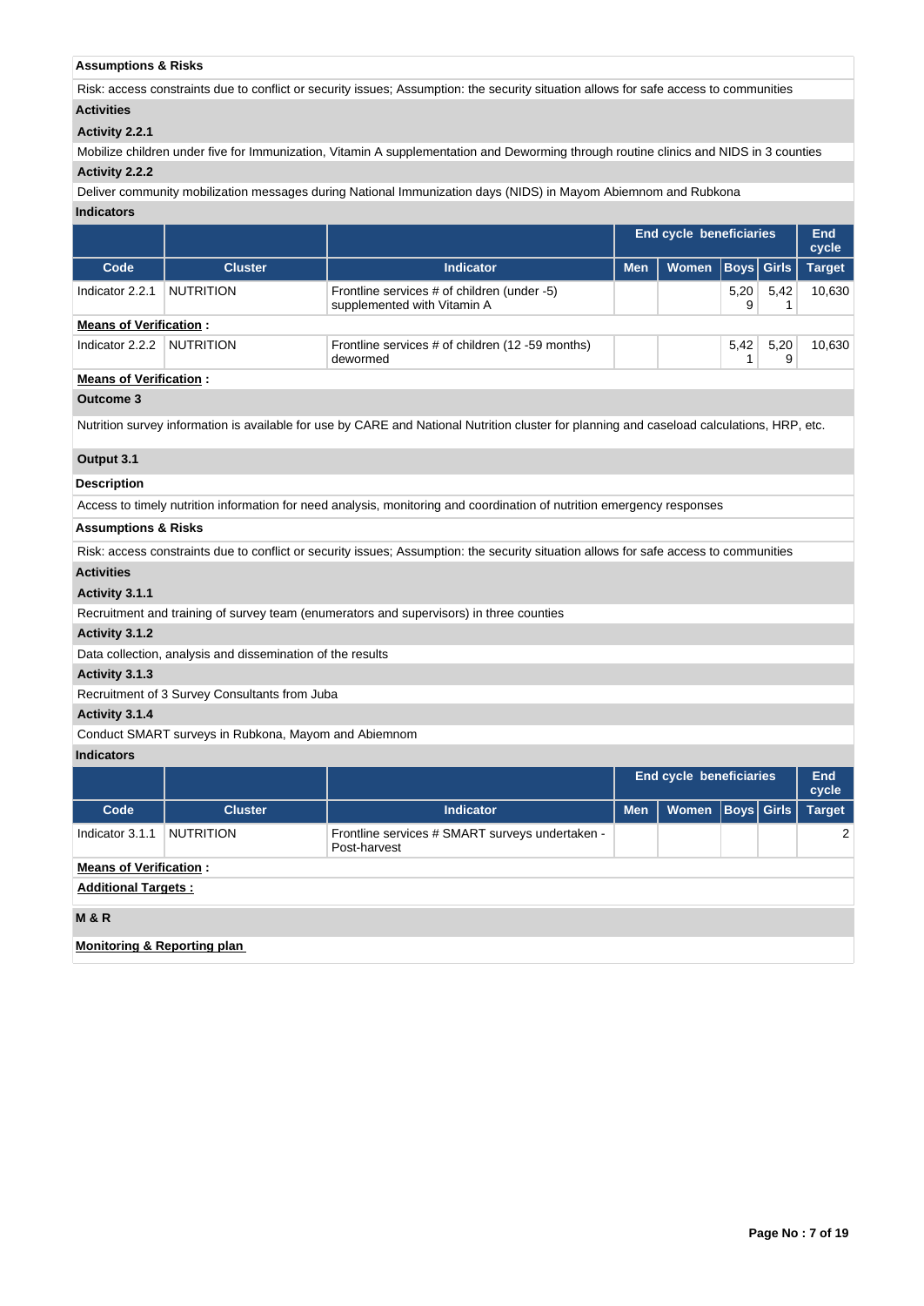**Assumptions & Risks**

Risk: access constraints due to conflict or security issues; Assumption: the security situation allows for safe access to communities

**Activities**

**Activity 2.2.1**

Mobilize children under five for Immunization, Vitamin A supplementation and Deworming through routine clinics and NIDS in 3 counties

**Activity 2.2.2**

Deliver community mobilization messages during National Immunization days (NIDS) in Mayom Abiemnom and Rubkona

**Indicators**

| | | | End cycle beneficiaries | | | | End cycle |
|---|---|---|---|---|---|---|---|
| **Code** | **Cluster** | **Indicator** | **Men** | **Women** | **Boys** | **Girls** | **Target** |
| Indicator 2.2.1 | NUTRITION | Frontline services # of children (under -5) supplemented with Vitamin A | | | 5,209 | 5,421 | 10,630 |
| **Means of Verification :** | | | | | | | |
| Indicator 2.2.2 | NUTRITION | Frontline services # of children (12 -59 months) dewormed | | | 5,421 | 5,209 | 10,630 |
| **Means of Verification :** | | | | | | | |

**Outcome 3**

Nutrition survey information is available for use by CARE and National Nutrition cluster for planning and caseload calculations, HRP, etc.

**Output 3.1**

**Description**

Access to timely nutrition information for need analysis, monitoring and coordination of nutrition emergency responses

**Assumptions & Risks**

Risk: access constraints due to conflict or security issues; Assumption: the security situation allows for safe access to communities

**Activities**

**Activity 3.1.1**

Recruitment and training of survey team (enumerators and supervisors) in three counties

**Activity 3.1.2**

Data collection, analysis and dissemination of the results

**Activity 3.1.3**

Recruitment of 3 Survey Consultants from Juba

**Activity 3.1.4**

Conduct SMART surveys in Rubkona, Mayom and Abiemnom

**Indicators**

| | | | End cycle beneficiaries | | | | End cycle |
|---|---|---|---|---|---|---|---|
| **Code** | **Cluster** | **Indicator** | **Men** | **Women** | **Boys** | **Girls** | **Target** |
| Indicator 3.1.1 | NUTRITION | Frontline services # SMART surveys undertaken - Post-harvest | | | | | 2 |
| **Means of Verification :** | | | | | | | |

**Additional Targets :**

**M & R**

**Monitoring & Reporting plan**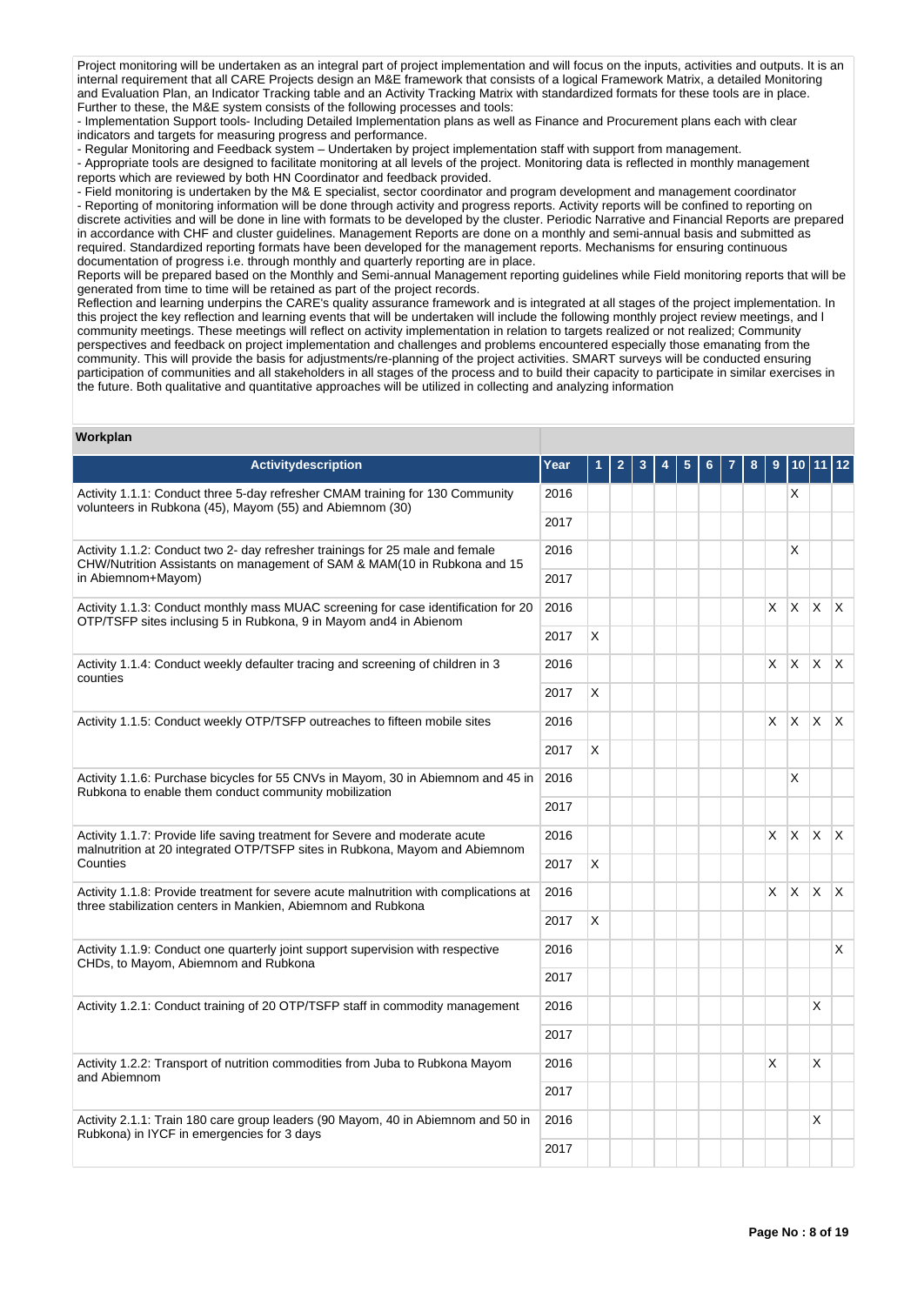Project monitoring will be undertaken as an integral part of project implementation and will focus on the inputs, activities and outputs. It is an internal requirement that all CARE Projects design an M&E framework that consists of a logical Framework Matrix, a detailed Monitoring and Evaluation Plan, an Indicator Tracking table and an Activity Tracking Matrix with standardized formats for these tools are in place. Further to these, the M&E system consists of the following processes and tools:

- Implementation Support tools- Including Detailed Implementation plans as well as Finance and Procurement plans each with clear indicators and targets for measuring progress and performance.
- Regular Monitoring and Feedback system – Undertaken by project implementation staff with support from management.
- Appropriate tools are designed to facilitate monitoring at all levels of the project. Monitoring data is reflected in monthly management reports which are reviewed by both HN Coordinator and feedback provided.
- Field monitoring is undertaken by the M& E specialist, sector coordinator and program development and management coordinator
- Reporting of monitoring information will be done through activity and progress reports. Activity reports will be confined to reporting on discrete activities and will be done in line with formats to be developed by the cluster. Periodic Narrative and Financial Reports are prepared in accordance with CHF and cluster guidelines. Management Reports are done on a monthly and semi-annual basis and submitted as required. Standardized reporting formats have been developed for the management reports. Mechanisms for ensuring continuous documentation of progress i.e. through monthly and quarterly reporting are in place.

Reports will be prepared based on the Monthly and Semi-annual Management reporting guidelines while Field monitoring reports that will be generated from time to time will be retained as part of the project records.

Reflection and learning underpins the CARE's quality assurance framework and is integrated at all stages of the project implementation. In this project the key reflection and learning events that will be undertaken will include the following monthly project review meetings, and l community meetings. These meetings will reflect on activity implementation in relation to targets realized or not realized; Community perspectives and feedback on project implementation and challenges and problems encountered especially those emanating from the community. This will provide the basis for adjustments/re-planning of the project activities. SMART surveys will be conducted ensuring participation of communities and all stakeholders in all stages of the process and to build their capacity to participate in similar exercises in the future. Both qualitative and quantitative approaches will be utilized in collecting and analyzing information

**Workplan**

| Activitydescription | Year | 1 | 2 | 3 | 4 | 5 | 6 | 7 | 8 | 9 | 10 | 11 | 12 |
|---|---|---|---|---|---|---|---|---|---|---|---|---|---|
| Activity 1.1.1: Conduct three 5-day refresher CMAM training for 130 Community volunteers in Rubkona (45), Mayom (55) and Abiemnom (30) | 2016 | | | | | | | | | | X | | |
| | 2017 | | | | | | | | | | | | |
| Activity 1.1.2: Conduct two 2- day refresher trainings for 25 male and female CHW/Nutrition Assistants on management of SAM & MAM(10 in Rubkona and 15 in Abiemnom+Mayom) | 2016 | | | | | | | | | | X | | |
| | 2017 | | | | | | | | | | | | |
| Activity 1.1.3: Conduct monthly mass MUAC screening for case identification for 20 OTP/TSFP sites inclusing 5 in Rubkona, 9 in Mayom and4 in Abienom | 2016 | | | | | | | | | X | X | X | X |
| | 2017 | X | | | | | | | | | | | |
| Activity 1.1.4: Conduct weekly defaulter tracing and screening of children in 3 counties | 2016 | | | | | | | | | X | X | X | X |
| | 2017 | X | | | | | | | | | | | |
| Activity 1.1.5: Conduct weekly OTP/TSFP outreaches to fifteen mobile sites | 2016 | | | | | | | | | X | X | X | X |
| | 2017 | X | | | | | | | | | | | |
| Activity 1.1.6: Purchase bicycles for 55 CNVs in Mayom, 30 in Abiemnom and 45 in Rubkona to enable them conduct community mobilization | 2016 | | | | | | | | | | X | | |
| | 2017 | | | | | | | | | | | | |
| Activity 1.1.7: Provide life saving treatment for Severe and moderate acute malnutrition at 20 integrated OTP/TSFP sites in Rubkona, Mayom and Abiemnom Counties | 2016 | | | | | | | | | X | X | X | X |
| | 2017 | X | | | | | | | | | | | |
| Activity 1.1.8: Provide treatment for severe acute malnutrition with complications at three stabilization centers in Mankien, Abiemnom and Rubkona | 2016 | | | | | | | | | X | X | X | X |
| | 2017 | X | | | | | | | | | | | |
| Activity 1.1.9: Conduct one quarterly joint support supervision with respective CHDs, to Mayom, Abiemnom and Rubkona | 2016 | | | | | | | | | | | | X |
| | 2017 | | | | | | | | | | | | |
| Activity 1.2.1: Conduct training of 20 OTP/TSFP staff in commodity management | 2016 | | | | | | | | | | | X | |
| | 2017 | | | | | | | | | | | | |
| Activity 1.2.2: Transport of nutrition commodities from Juba to Rubkona Mayom and Abiemnom | 2016 | | | | | | | | | X | | X | |
| | 2017 | | | | | | | | | | | | |
| Activity 2.1.1: Train 180 care group leaders (90 Mayom, 40 in Abiemnom and 50 in Rubkona) in IYCF in emergencies for 3 days | 2016 | | | | | | | | | | | X | |
| | 2017 | | | | | | | | | | | | |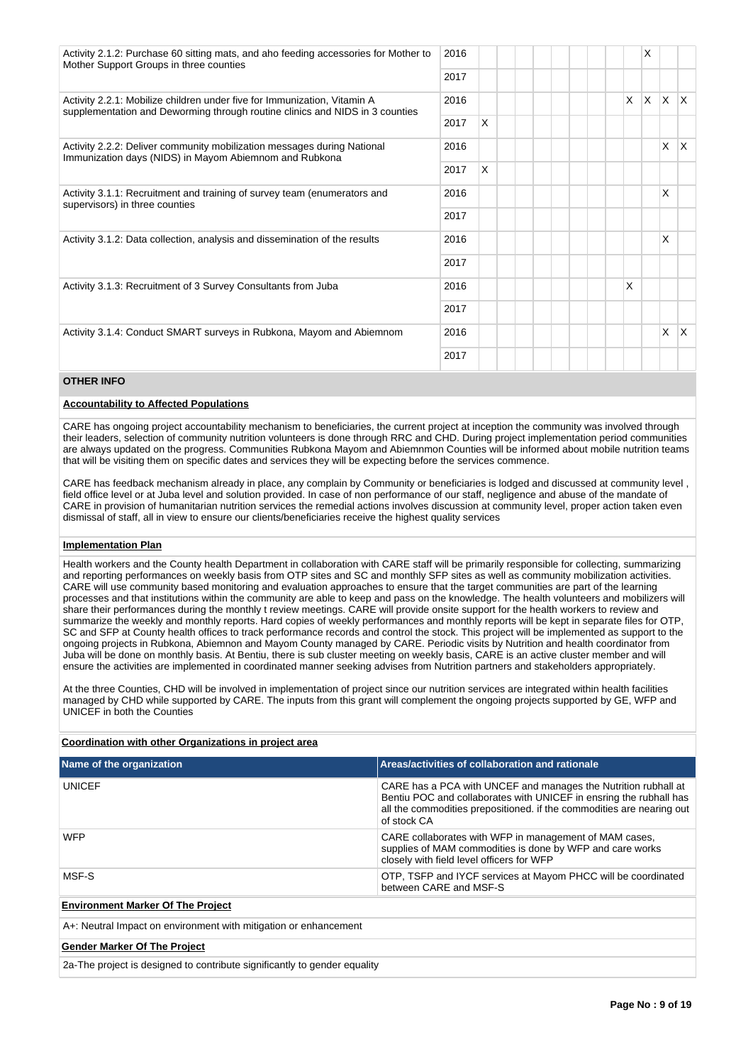| Activity | Year | 1 | 2 | 3 | 4 | 5 | 6 | 7 | 8 | 9 | 10 | 11 | 12 |
|---|---|---|---|---|---|---|---|---|---|---|---|---|---|
| Activity 2.1.2: Purchase 60 sitting mats, and aho feeding accessories for Mother to Mother Support Groups in three counties | 2016 | | | | | | | | | | X | | |
| | 2017 | | | | | | | | | | | | |
| Activity 2.2.1: Mobilize children under five for Immunization, Vitamin A supplementation and Deworming through routine clinics and NIDS in 3 counties | 2016 | | | | | | | | | X | X | X | X |
| | 2017 | X | | | | | | | | | | | |
| Activity 2.2.2: Deliver community mobilization messages during National Immunization days (NIDS) in Mayom Abiemnom and Rubkona | 2016 | | | | | | | | | | | X | X |
| | 2017 | X | | | | | | | | | | | |
| Activity 3.1.1: Recruitment and training of survey team (enumerators and supervisors) in three counties | 2016 | | | | | | | | | | | X | |
| | 2017 | | | | | | | | | | | | |
| Activity 3.1.2: Data collection, analysis and dissemination of the results | 2016 | | | | | | | | | | | X | |
| | 2017 | | | | | | | | | | | | |
| Activity 3.1.3: Recruitment of 3 Survey Consultants from Juba | 2016 | | | | | | | | | X | | | |
| | 2017 | | | | | | | | | | | | |
| Activity 3.1.4: Conduct SMART surveys in Rubkona, Mayom and Abiemnom | 2016 | | | | | | | | | | | X | X |
| | 2017 | | | | | | | | | | | | |

## OTHER INFO

**Accountability to Affected Populations**

CARE has ongoing project accountability mechanism to beneficiaries, the current project at inception the community was involved through their leaders, selection of community nutrition volunteers is done through RRC and CHD. During project implementation period communities are always updated on the progress. Communities Rubkona Mayom and Abiemnmon Counties will be informed about mobile nutrition teams that will be visiting them on specific dates and services they will be expecting before the services commence.

CARE has feedback mechanism already in place, any complain by Community or beneficiaries is lodged and discussed at community level , field office level or at Juba level and solution provided. In case of non performance of our staff, negligence and abuse of the mandate of CARE in provision of humanitarian nutrition services the remedial actions involves discussion at community level, proper action taken even dismissal of staff, all in view to ensure our clients/beneficiaries receive the highest quality services

**Implementation Plan**

Health workers and the County health Department in collaboration with CARE staff will be primarily responsible for collecting, summarizing and reporting performances on weekly basis from OTP sites and SC and monthly SFP sites as well as community mobilization activities. CARE will use community based monitoring and evaluation approaches to ensure that the target communities are part of the learning processes and that institutions within the community are able to keep and pass on the knowledge. The health volunteers and mobilizers will share their performances during the monthly t review meetings. CARE will provide onsite support for the health workers to review and summarize the weekly and monthly reports. Hard copies of weekly performances and monthly reports will be kept in separate files for OTP, SC and SFP at County health offices to track performance records and control the stock. This project will be implemented as support to the ongoing projects in Rubkona, Abiemnon and Mayom County managed by CARE. Periodic visits by Nutrition and health coordinator from Juba will be done on monthly basis. At Bentiu, there is sub cluster meeting on weekly basis, CARE is an active cluster member and will ensure the activities are implemented in coordinated manner seeking advises from Nutrition partners and stakeholders appropriately.

At the three Counties, CHD will be involved in implementation of project since our nutrition services are integrated within health facilities managed by CHD while supported by CARE. The inputs from this grant will complement the ongoing projects supported by GE, WFP and UNICEF in both the Counties

**Coordination with other Organizations in project area**

| Name of the organization | Areas/activities of collaboration and rationale |
|---|---|
| UNICEF | CARE has a PCA with UNCEF and manages the Nutrition rubhall at Bentiu POC and collaborates with UNICEF in ensring the rubhall has all the commodities prepositioned. if the commodities are nearing out of stock CA |
| WFP | CARE collaborates with WFP in management of MAM cases, supplies of MAM commodities is done by WFP and care works closely with field level officers for WFP |
| MSF-S | OTP, TSFP and IYCF services at Mayom PHCC will be coordinated between CARE and MSF-S |

**Environment Marker Of The Project**

A+: Neutral Impact on environment with mitigation or enhancement

**Gender Marker Of The Project**

2a-The project is designed to contribute significantly to gender equality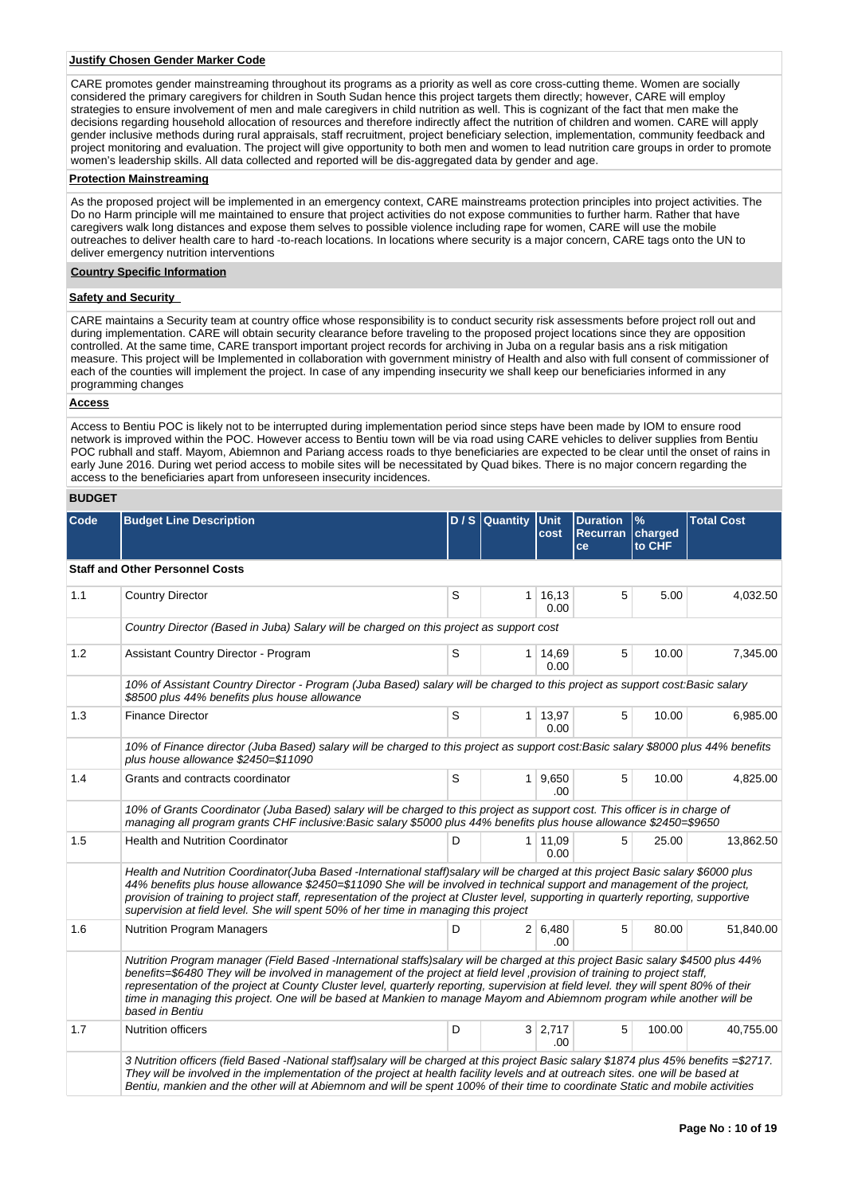**Justify Chosen Gender Marker Code**

CARE promotes gender mainstreaming throughout its programs as a priority as well as core cross-cutting theme. Women are socially considered the primary caregivers for children in South Sudan hence this project targets them directly; however, CARE will employ strategies to ensure involvement of men and male caregivers in child nutrition as well. This is cognizant of the fact that men make the decisions regarding household allocation of resources and therefore indirectly affect the nutrition of children and women. CARE will apply gender inclusive methods during rural appraisals, staff recruitment, project beneficiary selection, implementation, community feedback and project monitoring and evaluation. The project will give opportunity to both men and women to lead nutrition care groups in order to promote women's leadership skills. All data collected and reported will be dis-aggregated data by gender and age.

**Protection Mainstreaming**

As the proposed project will be implemented in an emergency context, CARE mainstreams protection principles into project activities. The Do no Harm principle will me maintained to ensure that project activities do not expose communities to further harm. Rather that have caregivers walk long distances and expose them selves to possible violence including rape for women, CARE will use the mobile outreaches to deliver health care to hard -to-reach locations. In locations where security is a major concern, CARE tags onto the UN to deliver emergency nutrition interventions

**Country Specific Information**

**Safety and Security**

CARE maintains a Security team at country office whose responsibility is to conduct security risk assessments before project roll out and during implementation. CARE will obtain security clearance before traveling to the proposed project locations since they are opposition controlled. At the same time, CARE transport important project records for archiving in Juba on a regular basis ans a risk mitigation measure. This project will be Implemented in collaboration with government ministry of Health and also with full consent of commissioner of each of the counties will implement the project. In case of any impending insecurity we shall keep our beneficiaries informed in any programming changes

**Access**

Access to Bentiu POC is likely not to be interrupted during implementation period since steps have been made by IOM to ensure rood network is improved within the POC. However access to Bentiu town will be via road using CARE vehicles to deliver supplies from Bentiu POC rubhall and staff. Mayom, Abiemnon and Pariang access roads to thye beneficiaries are expected to be clear until the onset of rains in early June 2016. During wet period access to mobile sites will be necessitated by Quad bikes. There is no major concern regarding the access to the beneficiaries apart from unforeseen insecurity incidences.

**BUDGET**

| Code | Budget Line Description | D / S | Quantity | Unit cost | Duration Recurrance | % charged to CHF | Total Cost |
|---|---|---|---|---|---|---|---|
| **Staff and Other Personnel Costs** | | | | | | | |
| 1.1 | Country Director | S | 1 | 16,130.00 | 5 | 5.00 | 4,032.50 |
| | *Country Director (Based in Juba) Salary will be charged on this project as support cost* | | | | | | |
| 1.2 | Assistant Country Director - Program | S | 1 | 14,690.00 | 5 | 10.00 | 7,345.00 |
| | *10% of Assistant Country Director - Program (Juba Based) salary will be charged to this project as support cost:Basic salary $8500 plus 44% benefits plus house allowance* | | | | | | |
| 1.3 | Finance Director | S | 1 | 13,970.00 | 5 | 10.00 | 6,985.00 |
| | *10% of Finance director (Juba Based) salary will be charged to this project as support cost:Basic salary $8000 plus 44% benefits plus house allowance $2450=$11090* | | | | | | |
| 1.4 | Grants and contracts coordinator | S | 1 | 9,650.00 | 5 | 10.00 | 4,825.00 |
| | *10% of Grants Coordinator (Juba Based) salary will be charged to this project as support cost. This officer is in charge of managing all program grants CHF inclusive:Basic salary $5000 plus 44% benefits plus house allowance $2450=$9650* | | | | | | |
| 1.5 | Health and Nutrition Coordinator | D | 1 | 11,090.00 | 5 | 25.00 | 13,862.50 |
| | *Health and Nutrition Coordinator(Juba Based -International staff)salary will be charged at this project Basic salary $6000 plus 44% benefits plus house allowance $2450=$11090 She will be involved in technical support and management of the project, provision of training to project staff, representation of the project at Cluster level, supporting in quarterly reporting, supportive supervision at field level. She will spent 50% of her time in managing this project* | | | | | | |
| 1.6 | Nutrition Program Managers | D | 2 | 6,480.00 | 5 | 80.00 | 51,840.00 |
| | *Nutrition Program manager (Field Based -International staffs)salary will be charged at this project Basic salary $4500 plus 44% benefits=$6480 They will be involved in management of the project at field level ,provision of training to project staff, representation of the project at County Cluster level, quarterly reporting, supervision at field level. they will spent 80% of their time in managing this project. One will be based at Mankien to manage Mayom and Abiemnom program while another will be based in Bentiu* | | | | | | |
| 1.7 | Nutrition officers | D | 3 | 2,717.00 | 5 | 100.00 | 40,755.00 |
| | *3 Nutrition officers (field Based -National staff)salary will be charged at this project Basic salary $1874 plus 45% benefits =$2717. They will be involved in the implementation of the project at health facility levels and at outreach sites. one will be based at Bentiu, mankien and the other will at Abiemnom and will be spent 100% of their time to coordinate Static and mobile activities* | | | | | | |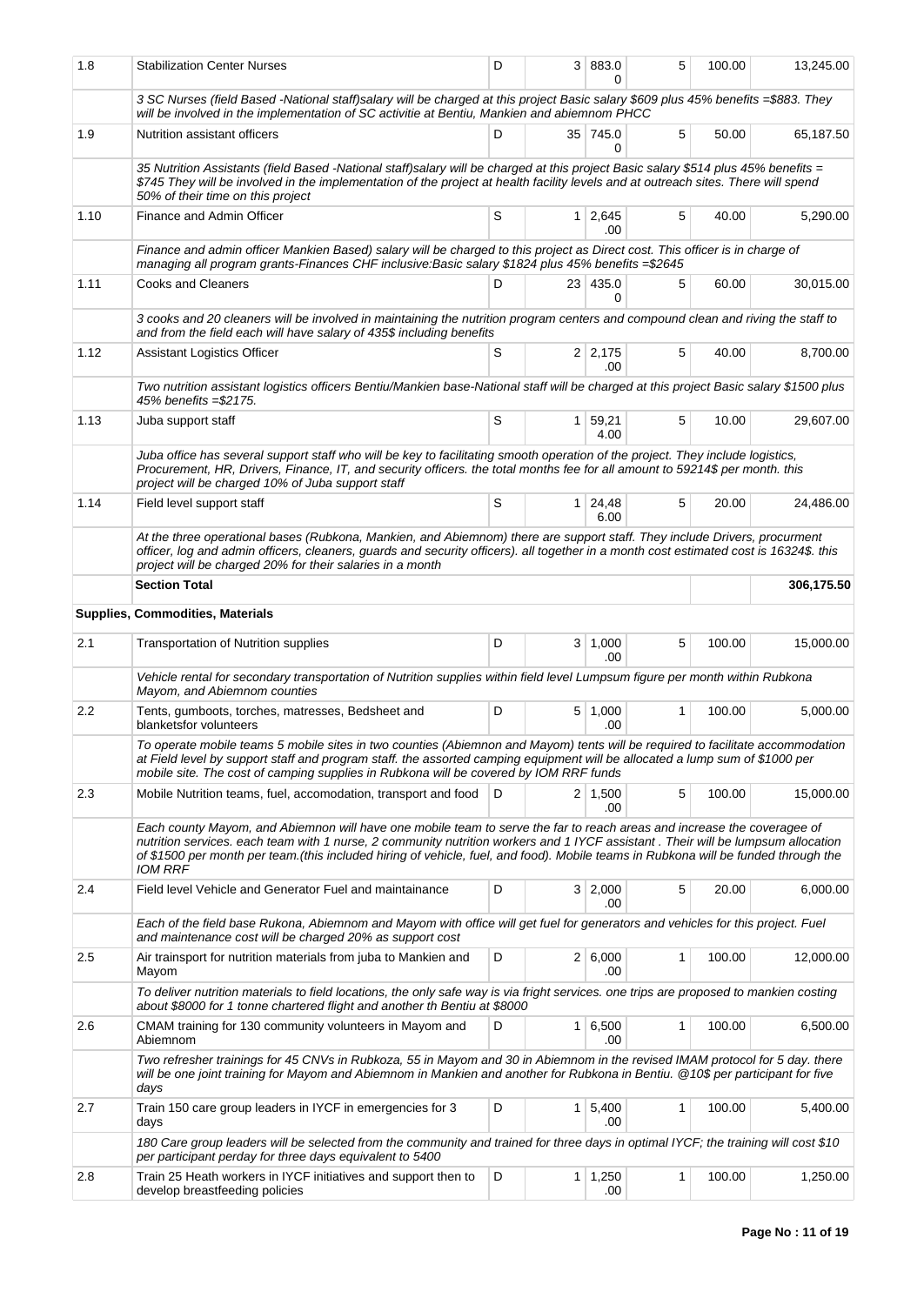| | | | | | | | |
|---|---|---|---|---|---|---|---|
| 1.8 | Stabilization Center Nurses | D | 3 | 883.00 | 5 | 100.00 | 13,245.00 |
| | *3 SC Nurses (field Based -National staff)salary will be charged at this project Basic salary $609 plus 45% benefits =$883. They will be involved in the implementation of SC activitie at Bentiu, Mankien and abiemnom PHCC* | | | | | | |
| 1.9 | Nutrition assistant officers | D | 35 | 745.00 | 5 | 50.00 | 65,187.50 |
| | *35 Nutrition Assistants (field Based -National staff)salary will be charged at this project Basic salary $514 plus 45% benefits = $745 They will be involved in the implementation of the project at health facility levels and at outreach sites. There will spend 50% of their time on this project* | | | | | | |
| 1.10 | Finance and Admin Officer | S | 1 | 2,645.00 | 5 | 40.00 | 5,290.00 |
| | *Finance and admin officer Mankien Based) salary will be charged to this project as Direct cost. This officer is in charge of managing all program grants-Finances CHF inclusive:Basic salary $1824 plus 45% benefits =$2645* | | | | | | |
| 1.11 | Cooks and Cleaners | D | 23 | 435.00 | 5 | 60.00 | 30,015.00 |
| | *3 cooks and 20 cleaners will be involved in maintaining the nutrition program centers and compound clean and riving the staff to and from the field each will have salary of 435$ including benefits* | | | | | | |
| 1.12 | Assistant Logistics Officer | S | 2 | 2,175.00 | 5 | 40.00 | 8,700.00 |
| | *Two nutrition assistant logistics officers Bentiu/Mankien base-National staff will be charged at this project Basic salary $1500 plus 45% benefits =$2175.* | | | | | | |
| 1.13 | Juba support staff | S | 1 | 59,214.00 | 5 | 10.00 | 29,607.00 |
| | *Juba office has several support staff who will be key to facilitating smooth operation of the project. They include logistics, Procurement, HR, Drivers, Finance, IT, and security officers. the total months fee for all amount to 59214$ per month. this project will be charged 10% of Juba support staff* | | | | | | |
| 1.14 | Field level support staff | S | 1 | 24,486.00 | 5 | 20.00 | 24,486.00 |
| | *At the three operational bases (Rubkona, Mankien, and Abiemnom) there are support staff. They include Drivers, procurment officer, log and admin officers, cleaners, guards and security officers). all together in a month cost estimated cost is 16324$. this project will be charged 20% for their salaries in a month* | | | | | | |
| | **Section Total** | | | | | | **306,175.50** |
| | **Supplies, Commodities, Materials** | | | | | | |
| 2.1 | Transportation of Nutrition supplies | D | 3 | 1,000.00 | 5 | 100.00 | 15,000.00 |
| | *Vehicle rental for secondary transportation of Nutrition supplies within field level Lumpsum figure per month within Rubkona Mayom, and Abiemnom counties* | | | | | | |
| 2.2 | Tents, gumboots, torches, matresses, Bedsheet and blanketsfor volunteers | D | 5 | 1,000.00 | 1 | 100.00 | 5,000.00 |
| | *To operate mobile teams 5 mobile sites in two counties (Abiemnon and Mayom) tents will be required to facilitate accommodation at Field level by support staff and program staff. the assorted camping equipment will be allocated a lump sum of $1000 per mobile site. The cost of camping supplies in Rubkona will be covered by IOM RRF funds* | | | | | | |
| 2.3 | Mobile Nutrition teams, fuel, accomodation, transport and food | D | 2 | 1,500.00 | 5 | 100.00 | 15,000.00 |
| | *Each county Mayom, and Abiemnon will have one mobile team to serve the far to reach areas and increase the coverageе of nutrition services. each team with 1 nurse, 2 community nutrition workers and 1 IYCF assistant . Their will be lumpsum allocation of $1500 per month per team.(this included hiring of vehicle, fuel, and food). Mobile teams in Rubkona will be funded through the IOM RRF* | | | | | | |
| 2.4 | Field level Vehicle and Generator Fuel and maintainance | D | 3 | 2,000.00 | 5 | 20.00 | 6,000.00 |
| | *Each of the field base Rukona, Abiemnom and Mayom with office will get fuel for generators and vehicles for this project. Fuel and maintenance cost will be charged 20% as support cost* | | | | | | |
| 2.5 | Air trainsport for nutrition materials from juba to Mankien and Mayom | D | 2 | 6,000.00 | 1 | 100.00 | 12,000.00 |
| | *To deliver nutrition materials to field locations, the only safe way is via fright services. one trips are proposed to mankien costing about $8000 for 1 tonne chartered flight and another th Bentiu at $8000* | | | | | | |
| 2.6 | CMAM training for 130 community volunteers in Mayom and Abiemnom | D | 1 | 6,500.00 | 1 | 100.00 | 6,500.00 |
| | *Two refresher trainings for 45 CNVs in Rubkoza, 55 in Mayom and 30 in Abiemnom in the revised IMAM protocol for 5 day. there will be one joint training for Mayom and Abiemnom in Mankien and another for Rubkona in Bentiu. @10$ per participant for five days* | | | | | | |
| 2.7 | Train 150 care group leaders in IYCF in emergencies for 3 days | D | 1 | 5,400.00 | 1 | 100.00 | 5,400.00 |
| | *180 Care group leaders will be selected from the community and trained for three days in optimal IYCF; the training will cost $10 per participant perday for three days equivalent to 5400* | | | | | | |
| 2.8 | Train 25 Heath workers in IYCF initiatives and support then to develop breastfeeding policies | D | 1 | 1,250.00 | 1 | 100.00 | 1,250.00 |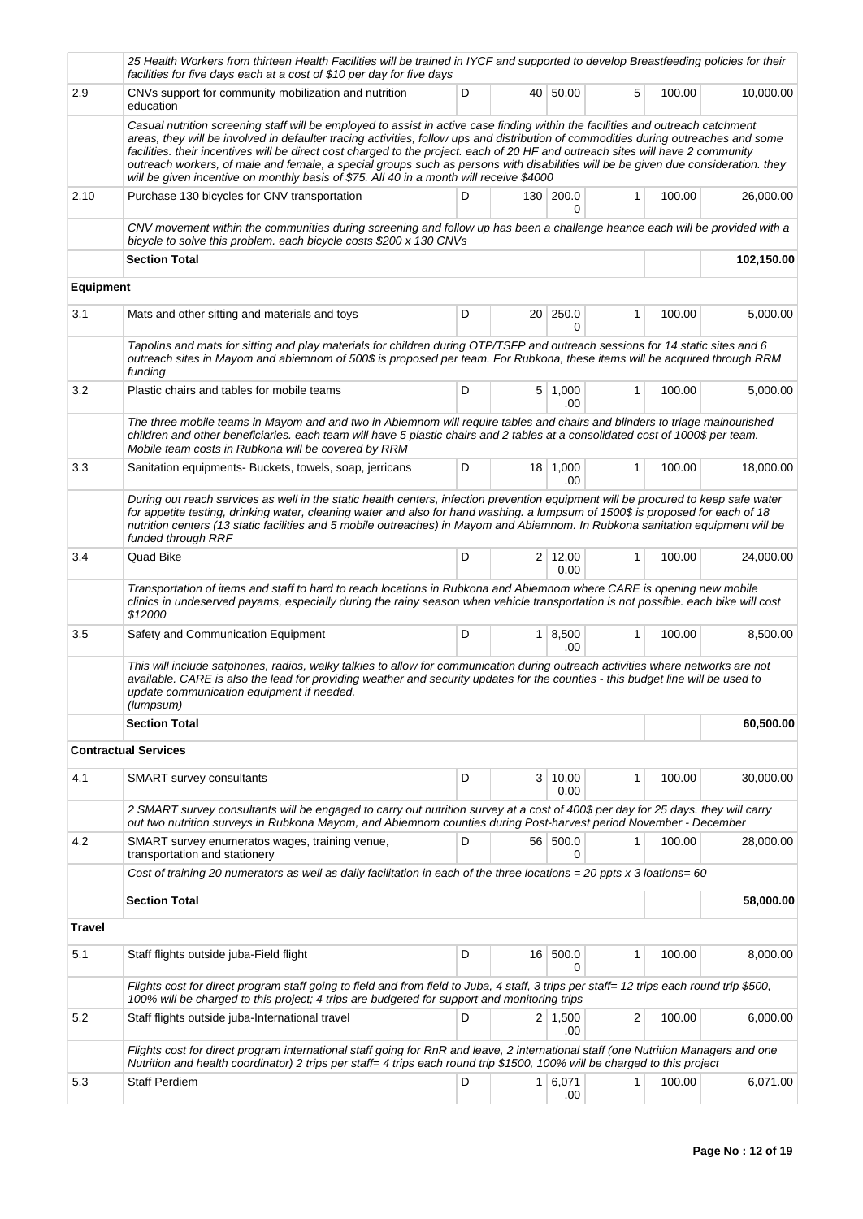| | | | | | | | |
|---|---|---|---|---|---|---|---|
| | *25 Health Workers from thirteen Health Facilities will be trained in IYCF and supported to develop Breastfeeding policies for their facilities for five days each at a cost of $10 per day for five days* | | | | | | |
| 2.9 | CNVs support for community mobilization and nutrition education | D | 40 | 50.00 | 5 | 100.00 | 10,000.00 |
| | *Casual nutrition screening staff will be employed to assist in active case finding within the facilities and outreach catchment areas, they will be involved in defaulter tracing activities, follow ups and distribution of commodities during outreaches and some facilities. their incentives will be direct cost charged to the project. each of 20 HF and outreach sites will have 2 community outreach workers, of male and female, a special groups such as persons with disabilities will be be given due consideration. they will be given incentive on monthly basis of $75. All 40 in a month will receive $4000* | | | | | | |
| 2.10 | Purchase 130 bicycles for CNV transportation | D | 130 | 200.00 | 1 | 100.00 | 26,000.00 |
| | *CNV movement within the communities during screening and follow up has been a challenge heance each will be provided with a bicycle to solve this problem. each bicycle costs $200 x 130 CNVs* | | | | | | |
| | **Section Total** | | | | | | **102,150.00** |
| **Equipment** | | | | | | | |
| 3.1 | Mats and other sitting and materials and toys | D | 20 | 250.00 | 1 | 100.00 | 5,000.00 |
| | *Tapolins and mats for sitting and play materials for children during OTP/TSFP and outreach sessions for 14 static sites and 6 outreach sites in Mayom and abiemnom of 500$ is proposed per team. For Rubkona, these items will be acquired through RRM funding* | | | | | | |
| 3.2 | Plastic chairs and tables for mobile teams | D | 5 | 1,000.00 | 1 | 100.00 | 5,000.00 |
| | *The three mobile teams in Mayom and and two in Abiemnom will require tables and chairs and blinders to triage malnourished children and other beneficiaries. each team will have 5 plastic chairs and 2 tables at a consolidated cost of 1000$ per team. Mobile team costs in Rubkona will be covered by RRM* | | | | | | |
| 3.3 | Sanitation equipments- Buckets, towels, soap, jerricans | D | 18 | 1,000.00 | 1 | 100.00 | 18,000.00 |
| | *During out reach services as well in the static health centers, infection prevention equipment will be procured to keep safe water for appetite testing, drinking water, cleaning water and also for hand washing. a lumpsum of 1500$ is proposed for each of 18 nutrition centers (13 static facilities and 5 mobile outreaches) in Mayom and Abiemnom. In Rubkona sanitation equipment will be funded through RRF* | | | | | | |
| 3.4 | Quad Bike | D | 2 | 12,000.00 | 1 | 100.00 | 24,000.00 |
| | *Transportation of items and staff to hard to reach locations in Rubkona and Abiemnom where CARE is opening new mobile clinics in undeserved payams, especially during the rainy season when vehicle transportation is not possible. each bike will cost $12000* | | | | | | |
| 3.5 | Safety and Communication Equipment | D | 1 | 8,500.00 | 1 | 100.00 | 8,500.00 |
| | *This will include satphones, radios, walky talkies to allow for communication during outreach activities where networks are not available. CARE is also the lead for providing weather and security updates for the counties - this budget line will be used to update communication equipment if needed. (lumpsum)* | | | | | | |
| | **Section Total** | | | | | | **60,500.00** |
| **Contractual Services** | | | | | | | |
| 4.1 | SMART survey consultants | D | 3 | 10,000.00 | 1 | 100.00 | 30,000.00 |
| | *2 SMART survey consultants will be engaged to carry out nutrition survey at a cost of 400$ per day for 25 days. they will carry out two nutrition surveys in Rubkona Mayom, and Abiemnom counties during Post-harvest period November - December* | | | | | | |
| 4.2 | SMART survey enumeratos wages, training venue, transportation and stationery | D | 56 | 500.00 | 1 | 100.00 | 28,000.00 |
| | *Cost of training 20 numerators as well as daily facilitation in each of the three locations = 20 ppts x 3 loations= 60* | | | | | | |
| | **Section Total** | | | | | | **58,000.00** |
| **Travel** | | | | | | | |
| 5.1 | Staff flights outside juba-Field flight | D | 16 | 500.00 | 1 | 100.00 | 8,000.00 |
| | *Flights cost for direct program staff going to field and from field to Juba, 4 staff, 3 trips per staff= 12 trips each round trip $500, 100% will be charged to this project; 4 trips are budgeted for support and monitoring trips* | | | | | | |
| 5.2 | Staff flights outside juba-International travel | D | 2 | 1,500.00 | 2 | 100.00 | 6,000.00 |
| | *Flights cost for direct program international staff going for RnR and leave, 2 international staff (one Nutrition Managers and one Nutrition and health coordinator) 2 trips per staff= 4 trips each round trip $1500, 100% will be charged to this project* | | | | | | |
| 5.3 | Staff Perdiem | D | 1 | 6,071.00 | 1 | 100.00 | 6,071.00 |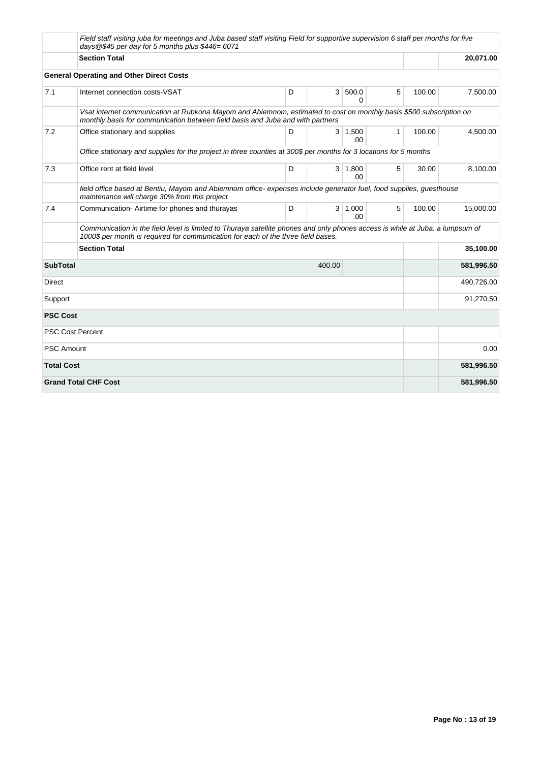| | | | | | | | |
|---|---|---|---|---|---|---|---|
| | *Field staff visiting juba for meetings and Juba based staff visiting Field for supportive supervision 6 staff per months for five days@$45 per day for 5 months plus $446= 6071* | | | | | | |
| | **Section Total** | | | | | | **20,071.00** |
| | **General Operating and Other Direct Costs** | | | | | | |
| 7.1 | Internet connection costs-VSAT | D | 3 | 500.00 | 5 | 100.00 | 7,500.00 |
| | *Vsat internet communication at Rubkona Mayom and Abiemnom, estimated to cost on monthly basis $500 subscription on monthly basis for communication between field basis and Juba and with partners* | | | | | | |
| 7.2 | Office stationary and supplies | D | 3 | 1,500.00 | 1 | 100.00 | 4,500.00 |
| | *Office stationary and supplies for the project in three counties at 300$ per months for 3 locations for 5 months* | | | | | | |
| 7.3 | Office rent at field level | D | 3 | 1,800.00 | 5 | 30.00 | 8,100.00 |
| | *field office based at Bentiu, Mayom and Abiemnom office- expenses include generator fuel, food supplies, guesthouse maintenance will charge 30% from this project* | | | | | | |
| 7.4 | Communication- Airtime for phones and thurayas | D | 3 | 1,000.00 | 5 | 100.00 | 15,000.00 |
| | *Communication in the field level is limited to Thuraya satellite phones and only phones access is while at Juba. a lumpsum of 1000$ per month is required for communication for each of the three field bases.* | | | | | | |
| | **Section Total** | | | | | | **35,100.00** |
| **SubTotal** | | | 400.00 | | | | **581,996.50** |
| Direct | | | | | | | 490,726.00 |
| Support | | | | | | | 91,270.50 |
| **PSC Cost** | | | | | | | |
| PSC Cost Percent | | | | | | | |
| PSC Amount | | | | | | | 0.00 |
| **Total Cost** | | | | | | | **581,996.50** |
| **Grand Total CHF Cost** | | | | | | | **581,996.50** |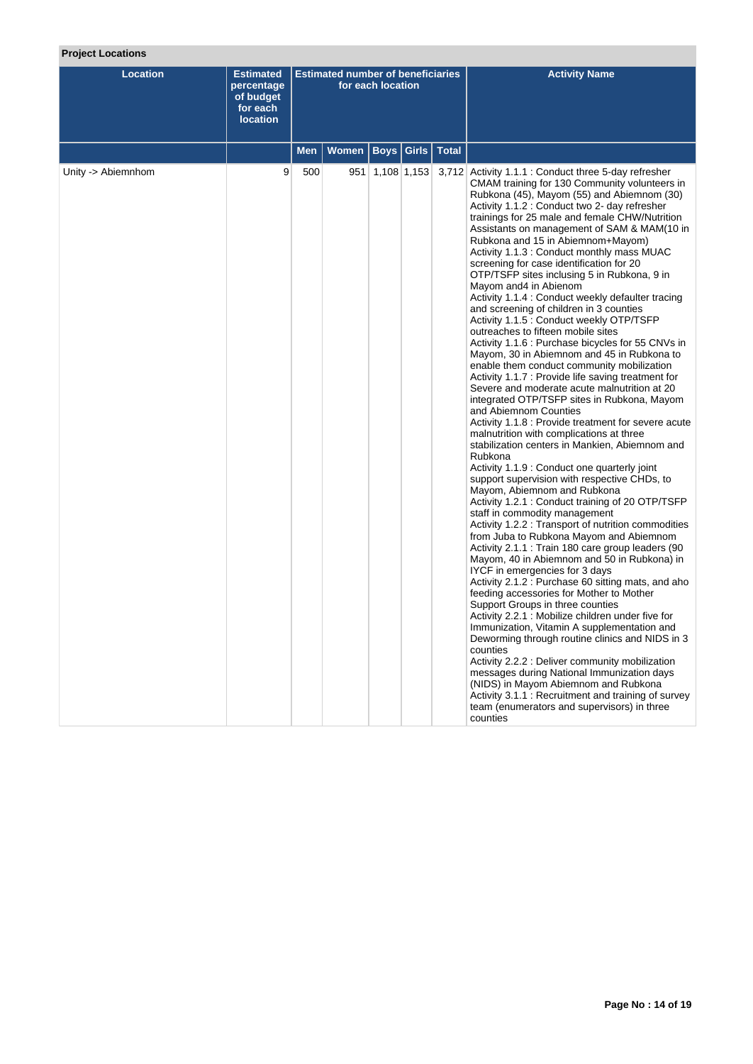**Project Locations**

| Location | Estimated percentage of budget for each location | Estimated number of beneficiaries for each location | | | | | Activity Name |
|---|---|---|---|---|---|---|---|
| | | Men | Women | Boys | Girls | Total | |
| Unity -> Abiemnhom | 9 | 500 | 951 | 1,108 | 1,153 | 3,712 | Activity 1.1.1 : Conduct three 5-day refresher CMAM training for 130 Community volunteers in Rubkona (45), Mayom (55) and Abiemnom (30)<br>Activity 1.1.2 : Conduct two 2- day refresher trainings for 25 male and female CHW/Nutrition Assistants on management of SAM & MAM(10 in Rubkona and 15 in Abiemnom+Mayom)<br>Activity 1.1.3 : Conduct monthly mass MUAC screening for case identification for 20 OTP/TSFP sites inclusing 5 in Rubkona, 9 in Mayom and4 in Abienom<br>Activity 1.1.4 : Conduct weekly defaulter tracing and screening of children in 3 counties<br>Activity 1.1.5 : Conduct weekly OTP/TSFP outreaches to fifteen mobile sites<br>Activity 1.1.6 : Purchase bicycles for 55 CNVs in Mayom, 30 in Abiemnom and 45 in Rubkona to enable them conduct community mobilization<br>Activity 1.1.7 : Provide life saving treatment for Severe and moderate acute malnutrition at 20 integrated OTP/TSFP sites in Rubkona, Mayom and Abiemnom Counties<br>Activity 1.1.8 : Provide treatment for severe acute malnutrition with complications at three stabilization centers in Mankien, Abiemnom and Rubkona<br>Activity 1.1.9 : Conduct one quarterly joint support supervision with respective CHDs, to Mayom, Abiemnom and Rubkona<br>Activity 1.2.1 : Conduct training of 20 OTP/TSFP staff in commodity management<br>Activity 1.2.2 : Transport of nutrition commodities from Juba to Rubkona Mayom and Abiemnom<br>Activity 2.1.1 : Train 180 care group leaders (90 Mayom, 40 in Abiemnom and 50 in Rubkona) in IYCF in emergencies for 3 days<br>Activity 2.1.2 : Purchase 60 sitting mats, and aho feeding accessories for Mother to Mother Support Groups in three counties<br>Activity 2.2.1 : Mobilize children under five for Immunization, Vitamin A supplementation and Deworming through routine clinics and NIDS in 3 counties<br>Activity 2.2.2 : Deliver community mobilization messages during National Immunization days (NIDS) in Mayom Abiemnom and Rubkona<br>Activity 3.1.1 : Recruitment and training of survey team (enumerators and supervisors) in three counties |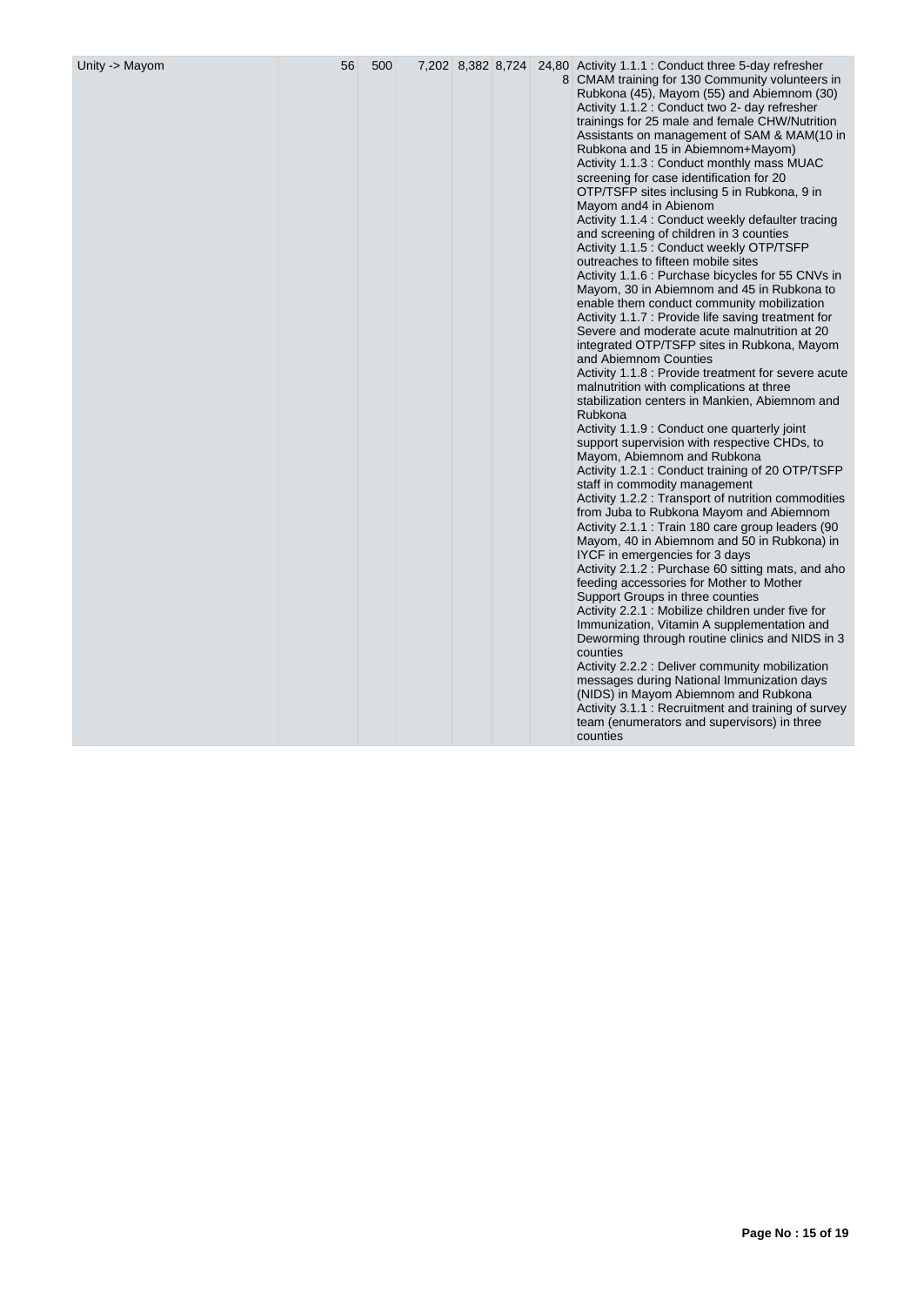| Unity -> Mayom | 56 | 500 | | 7,202 | 8,382 | 8,724 | 24,808 | Activity 1.1.1 : Conduct three 5-day refresher CMAM training for 130 Community volunteers in Rubkona (45), Mayom (55) and Abiemnom (30)<br>Activity 1.1.2 : Conduct two 2- day refresher trainings for 25 male and female CHW/Nutrition Assistants on management of SAM & MAM(10 in Rubkona and 15 in Abiemnom+Mayom)<br>Activity 1.1.3 : Conduct monthly mass MUAC screening for case identification for 20 OTP/TSFP sites inclusing 5 in Rubkona, 9 in Mayom and4 in Abienom<br>Activity 1.1.4 : Conduct weekly defaulter tracing and screening of children in 3 counties<br>Activity 1.1.5 : Conduct weekly OTP/TSFP outreaches to fifteen mobile sites<br>Activity 1.1.6 : Purchase bicycles for 55 CNVs in Mayom, 30 in Abiemnom and 45 in Rubkona to enable them conduct community mobilization<br>Activity 1.1.7 : Provide life saving treatment for Severe and moderate acute malnutrition at 20 integrated OTP/TSFP sites in Rubkona, Mayom and Abiemnom Counties<br>Activity 1.1.8 : Provide treatment for severe acute malnutrition with complications at three stabilization centers in Mankien, Abiemnom and Rubkona<br>Activity 1.1.9 : Conduct one quarterly joint support supervision with respective CHDs, to Mayom, Abiemnom and Rubkona<br>Activity 1.2.1 : Conduct training of 20 OTP/TSFP staff in commodity management<br>Activity 1.2.2 : Transport of nutrition commodities from Juba to Rubkona Mayom and Abiemnom<br>Activity 2.1.1 : Train 180 care group leaders (90 Mayom, 40 in Abiemnom and 50 in Rubkona) in IYCF in emergencies for 3 days<br>Activity 2.1.2 : Purchase 60 sitting mats, and aho feeding accessories for Mother to Mother Support Groups in three counties<br>Activity 2.2.1 : Mobilize children under five for Immunization, Vitamin A supplementation and Deworming through routine clinics and NIDS in 3 counties<br>Activity 2.2.2 : Deliver community mobilization messages during National Immunization days (NIDS) in Mayom Abiemnom and Rubkona<br>Activity 3.1.1 : Recruitment and training of survey team (enumerators and supervisors) in three counties |
|---|---|---|---|---|---|---|---|---|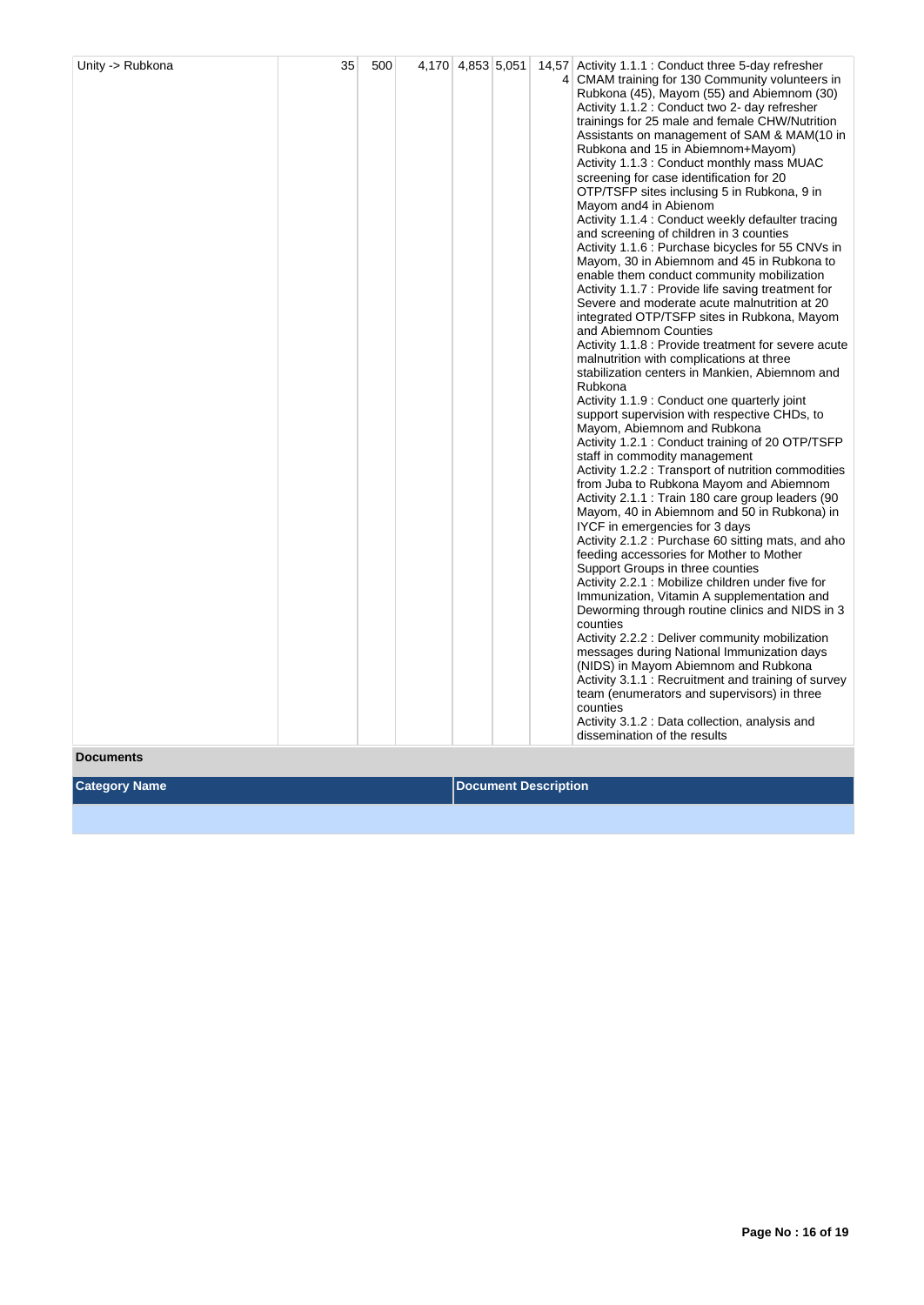| | | | | | | | |
|---|---|---|---|---|---|---|---|
| Unity -> Rubkona | 35 | 500 | 4,170 | 4,853 | 5,051 | 14,574 | Activity 1.1.1 : Conduct three 5-day refresher CMAM training for 130 Community volunteers in Rubkona (45), Mayom (55) and Abiemnom (30)<br>Activity 1.1.2 : Conduct two 2- day refresher trainings for 25 male and female CHW/Nutrition Assistants on management of SAM & MAM(10 in Rubkona and 15 in Abiemnom+Mayom)<br>Activity 1.1.3 : Conduct monthly mass MUAC screening for case identification for 20 OTP/TSFP sites inclusing 5 in Rubkona, 9 in Mayom and4 in Abienom<br>Activity 1.1.4 : Conduct weekly defaulter tracing and screening of children in 3 counties<br>Activity 1.1.6 : Purchase bicycles for 55 CNVs in Mayom, 30 in Abiemnom and 45 in Rubkona to enable them conduct community mobilization<br>Activity 1.1.7 : Provide life saving treatment for Severe and moderate acute malnutrition at 20 integrated OTP/TSFP sites in Rubkona, Mayom and Abiemnom Counties<br>Activity 1.1.8 : Provide treatment for severe acute malnutrition with complications at three stabilization centers in Mankien, Abiemnom and Rubkona<br>Activity 1.1.9 : Conduct one quarterly joint support supervision with respective CHDs, to Mayom, Abiemnom and Rubkona<br>Activity 1.2.1 : Conduct training of 20 OTP/TSFP staff in commodity management<br>Activity 1.2.2 : Transport of nutrition commodities from Juba to Rubkona Mayom and Abiemnom<br>Activity 2.1.1 : Train 180 care group leaders (90 Mayom, 40 in Abiemnom and 50 in Rubkona) in IYCF in emergencies for 3 days<br>Activity 2.1.2 : Purchase 60 sitting mats, and aho feeding accessories for Mother to Mother Support Groups in three counties<br>Activity 2.2.1 : Mobilize children under five for Immunization, Vitamin A supplementation and Deworming through routine clinics and NIDS in 3 counties<br>Activity 2.2.2 : Deliver community mobilization messages during National Immunization days (NIDS) in Mayom Abiemnom and Rubkona<br>Activity 3.1.1 : Recruitment and training of survey team (enumerators and supervisors) in three counties<br>Activity 3.1.2 : Data collection, analysis and dissemination of the results |

**Documents**

| Category Name | Document Description |
|---|---|
| | |